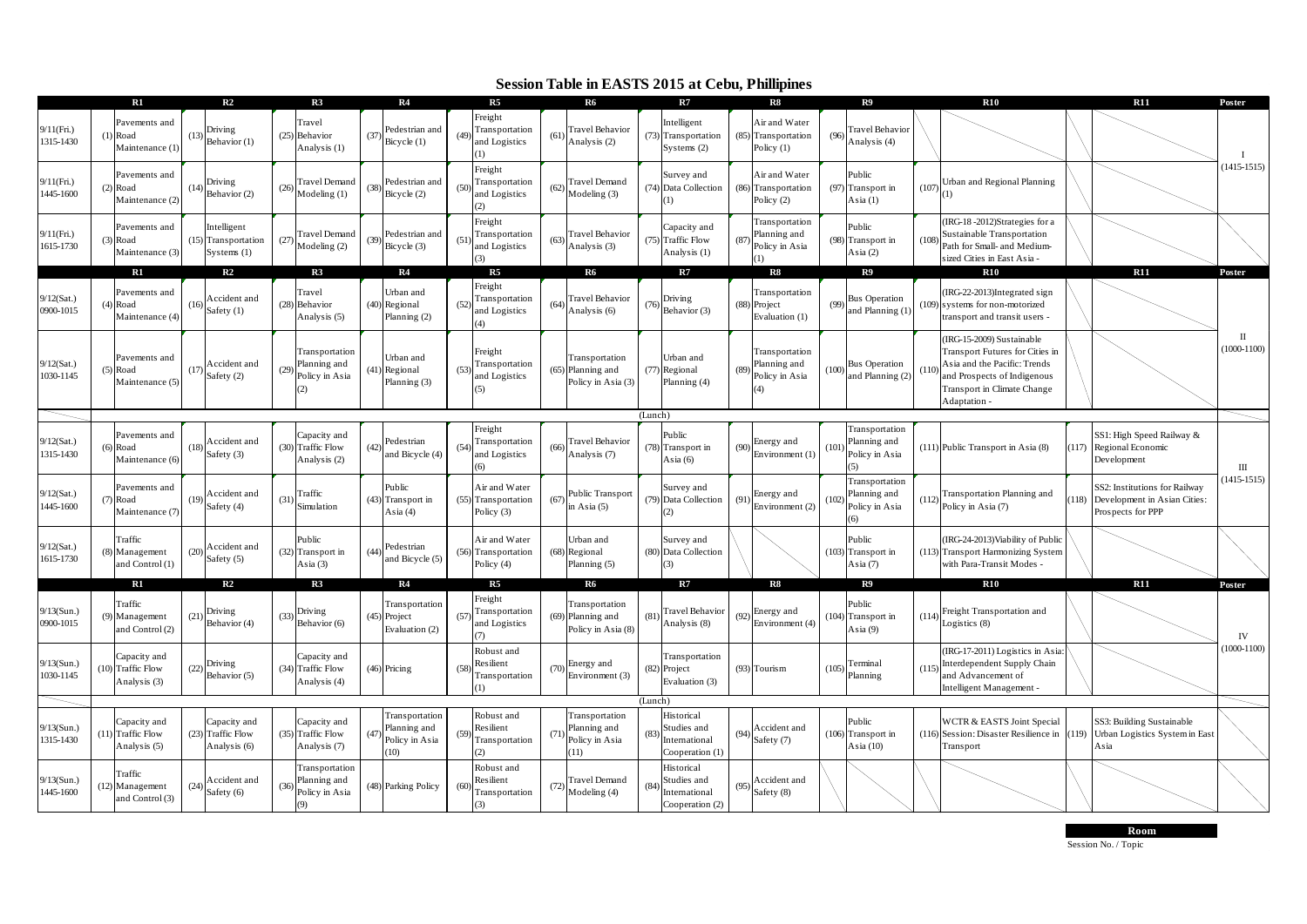# Session Table in EASTS 2015 at Cebu, Phillipines

| | R1 | R2 | R3 | R4 | R5 | R6 | R7 | R8 | R9 | R10 | R11 | Poster |
|---|---|---|---|---|---|---|---|---|---|---|---|---|
| 9/11(Fri.) 1315-1430 | (1) Pavements and Road Maintenance (1) | (13) Driving Behavior (1) | (25) Travel Behavior Analysis (1) | (37) Pedestrian and Bicycle (1) | (49) Freight Transportation and Logistics (1) | (61) Travel Behavior Analysis (2) | (73) Intelligent Transportation Systems (2) | (85) Air and Water Transportation Policy (1) | (96) Travel Behavior Analysis (4) | | | I (1415-1515) |
| 9/11(Fri.) 1445-1600 | (2) Pavements and Road Maintenance (2) | (14) Driving Behavior (2) | (26) Travel Demand Modeling (1) | (38) Pedestrian and Bicycle (2) | (50) Freight Transportation and Logistics (2) | (62) Travel Demand Modeling (3) | (74) Survey and Data Collection (1) | (86) Air and Water Transportation Policy (2) | (97) Public Transport in Asia (1) | (107) Urban and Regional Planning (1) | | |
| 9/11(Fri.) 1615-1730 | (3) Pavements and Road Maintenance (3) | (15) Intelligent Transportation Systems (1) | (27) Travel Demand Modeling (2) | (39) Pedestrian and Bicycle (3) | (51) Freight Transportation and Logistics (3) | (63) Travel Behavior Analysis (3) | (75) Capacity and Traffic Flow Analysis (1) | (87) Transportation Planning and Policy in Asia (1) | (98) Public Transport in Asia (2) | (108) (IRG-18 -2012)Strategies for a Sustainable Transportation Path for Small- and Medium-sized Cities in East Asia - | | |
| | **R1** | **R2** | **R3** | **R4** | **R5** | **R6** | **R7** | **R8** | **R9** | **R10** | **R11** | **Poster** |
| 9/12(Sat.) 0900-1015 | (4) Pavements and Road Maintenance (4) | (16) Accident and Safety (1) | (28) Travel Behavior Analysis (5) | (40) Urban and Regional Planning (2) | (52) Freight Transportation and Logistics (4) | (64) Travel Behavior Analysis (6) | (76) Driving Behavior (3) | (88) Transportation Project Evaluation (1) | (99) Bus Operation and Planning (1) | (109) (IRG-22-2013)Integrated sign systems for non-motorized transport and transit users - | | II (1000-1100) |
| 9/12(Sat.) 1030-1145 | (5) Pavements and Road Maintenance (5) | (17) Accident and Safety (2) | (29) Transportation Planning and Policy in Asia (2) | (41) Urban and Regional Planning (3) | (53) Freight Transportation and Logistics (5) | (65) Transportation Planning and Policy in Asia (3) | (77) Urban and Regional Planning (4) | (89) Transportation Planning and Policy in Asia (4) | (100) Bus Operation and Planning (2) | (110) (IRG-15-2009) Sustainable Transport Futures for Cities in Asia and the Pacific: Trends and Prospects of Indigenous Transport in Climate Change Adaptation - | | |
| | (Lunch) | | | | | | | | | | | |
| 9/12(Sat.) 1315-1430 | (6) Pavements and Road Maintenance (6) | (18) Accident and Safety (3) | (30) Capacity and Traffic Flow Analysis (2) | (42) Pedestrian and Bicycle (4) | (54) Freight Transportation and Logistics (6) | (66) Travel Behavior Analysis (7) | (78) Public Transport in Asia (6) | (90) Energy and Environment (1) | (101) Transportation Planning and Policy in Asia (5) | (111) Public Transport in Asia (8) | (117) SS1: High Speed Railway & Regional Economic Development | III (1415-1515) |
| 9/12(Sat.) 1445-1600 | (7) Pavements and Road Maintenance (7) | (19) Accident and Safety (4) | (31) Traffic Simulation | (43) Public Transport in Asia (4) | (55) Air and Water Transportation Policy (3) | (67) Public Transport in Asia (5) | (79) Survey and Data Collection (2) | (91) Energy and Environment (2) | (102) Transportation Planning and Policy in Asia (6) | (112) Transportation Planning and Policy in Asia (7) | (118) SS2: Institutions for Railway Development in Asian Cities: Prospects for PPP | |
| 9/12(Sat.) 1615-1730 | (8) Traffic Management and Control (1) | (20) Accident and Safety (5) | (32) Public Transport in Asia (3) | (44) Pedestrian and Bicycle (5) | (56) Air and Water Transportation Policy (4) | (68) Urban and Regional Planning (5) | (80) Survey and Data Collection (3) | | (103) Public Transport in Asia (7) | (113) (IRG-24-2013)Viability of Public Transport Harmonizing System with Para-Transit Modes - | | |
| | **R1** | **R2** | **R3** | **R4** | **R5** | **R6** | **R7** | **R8** | **R9** | **R10** | **R11** | **Poster** |
| 9/13(Sun.) 0900-1015 | (9) Traffic Management and Control (2) | (21) Driving Behavior (4) | (33) Driving Behavior (6) | (45) Transportation Project Evaluation (2) | (57) Freight Transportation and Logistics (7) | (69) Transportation Planning and Policy in Asia (8) | (81) Travel Behavior Analysis (8) | (92) Energy and Environment (4) | (104) Public Transport in Asia (9) | (114) Freight Transportation and Logistics (8) | | IV (1000-1100) |
| 9/13(Sun.) 1030-1145 | (10) Capacity and Traffic Flow Analysis (3) | (22) Driving Behavior (5) | (34) Capacity and Traffic Flow Analysis (4) | (46) Pricing | (58) Robust and Resilient Transportation (1) | (70) Energy and Environment (3) | (82) Transportation Project Evaluation (3) | (93) Tourism | (105) Terminal Planning | (115) (IRG-17-2011) Logistics in Asia: Interdependent Supply Chain and Advancement of Intelligent Management - | | |
| | (Lunch) | | | | | | | | | | | |
| 9/13(Sun.) 1315-1430 | (11) Capacity and Traffic Flow Analysis (5) | (23) Capacity and Traffic Flow Analysis (6) | (35) Capacity and Traffic Flow Analysis (7) | (47) Transportation Planning and Policy in Asia (10) | (59) Robust and Resilient Transportation (2) | (71) Transportation Planning and Policy in Asia (11) | (83) Historical Studies and International Cooperation (1) | (94) Accident and Safety (7) | (106) Public Transport in Asia (10) | (116) WCTR & EASTS Joint Special Session: Disaster Resilience in Transport | (119) SS3: Building Sustainable Urban Logistics System in East Asia | |
| 9/13(Sun.) 1445-1600 | (12) Traffic Management and Control (3) | (24) Accident and Safety (6) | (36) Transportation Planning and Policy in Asia (9) | (48) Parking Policy | (60) Robust and Resilient Transportation (3) | (72) Travel Demand Modeling (4) | (84) Historical Studies and International Cooperation (2) | (95) Accident and Safety (8) | | | | |

**Room**
Session No. / Topic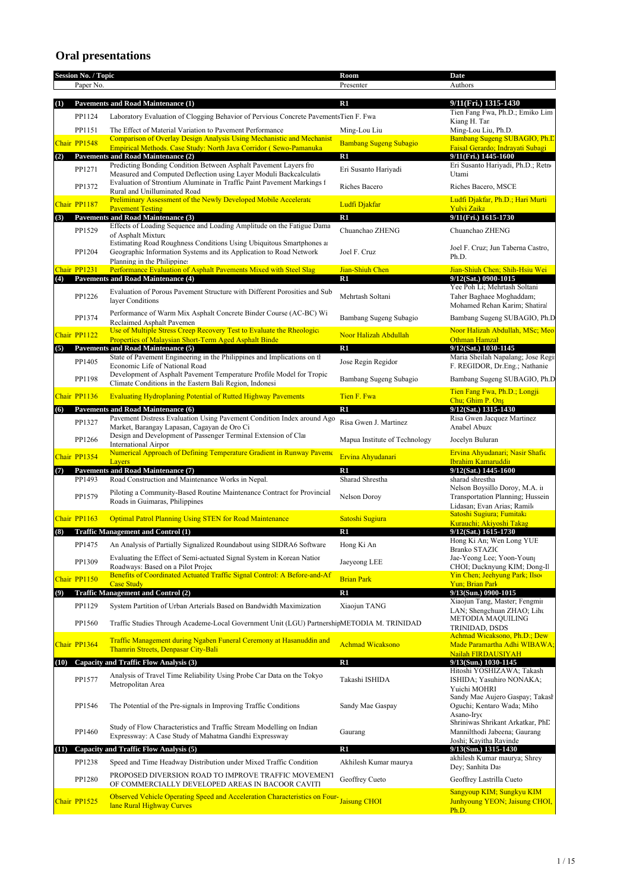## Oral presentations

| Session No. / Topic | | Room | Date |
|---|---|---|---|
| Paper No. | | Presenter | Authors |
| **(1)** | **Pavements and Road Maintenance (1)** | **R1** | **9/11(Fri.) 1315-1430** |
| PP1124 | Laboratory Evaluation of Clogging Behavior of Pervious Concrete Pavements | Tien F. Fwa | Tien Fang Fwa, Ph.D.; Emiko Lim Kiang H. Tan |
| PP1151 | The Effect of Material Variation to Pavement Performance | Ming-Lou Liu | Ming-Lou Liu, Ph.D. |
| Chair PP1548 | Comparison of Overlay Design Analysis Using Mechanistic and Mechanist Empirical Methods. Case Study: North Java Corridor ( Sewo-Pamanuka | Bambang Sugeng Subagio | Bambang Sugeng SUBAGIO, Ph.D Faisal Gerardo; Indrayati Subagi |
| **(2)** | **Pavements and Road Maintenance (2)** | **R1** | **9/11(Fri.) 1445-1600** |
| PP1271 | Predicting Bonding Condition Between Asphalt Pavement Layers fro Measured and Computed Deflection using Layer Moduli Backcalculati | Eri Susanto Hariyadi | Eri Susanto Hariyadi, Ph.D.; Retn Utami |
| PP1372 | Evaluation of Strontium Aluminate in Traffic Paint Pavement Markings f Rural and Unilluminated Road | Riches Bacero | Riches Bacero, MSCE |
| Chair PP1187 | Preliminary Assessment of the Newly Developed Mobile Accelerate Pavement Testing | Ludfi Djakfar | Ludfi Djakfar, Ph.D.; Hari Murti Yulvi Zaika |
| **(3)** | **Pavements and Road Maintenance (3)** | **R1** | **9/11(Fri.) 1615-1730** |
| PP1529 | Effects of Loading Sequence and Loading Amplitude on the Fatigue Dama of Asphalt Mixture | Chuanchao ZHENG | Chuanchao ZHENG |
| PP1204 | Estimating Road Roughness Conditions Using Ubiquitous Smartphones a Geographic Information Systems and its Application to Road Network Planning in the Philippine | Joel F. Cruz | Joel F. Cruz; Jun Taberna Castro, Ph.D. |
| Chair PP1231 | Performance Evaluation of Asphalt Pavements Mixed with Steel Slag | Jian-Shiuh Chen | Jian-Shiuh Chen; Shih-Hsiu Wei |
| **(4)** | **Pavements and Road Maintenance (4)** | **R1** | **9/12(Sat.) 0900-1015** |
| PP1226 | Evaluation of Porous Pavement Structure with Different Porosities and Sub layer Conditions | Mehrtash Soltani | Yee Poh Li; Mehrtash Soltani Taher Baghaee Moghaddam; Mohamed Rehan Karim; Shatiral |
| PP1374 | Performance of Warm Mix Asphalt Concrete Binder Course (AC-BC) Wi Reclaimed Asphalt Pavemen | Bambang Sugeng Subagio | Bambang Sugeng SUBAGIO, Ph.D |
| Chair PP1122 | Use of Multiple Stress Creep Recovery Test to Evaluate the Rheologica Properties of Malaysian Short-Term Aged Asphalt Binde | Noor Halizah Abdullah | Noor Halizah Abdullah, MSc; Meo Othman Hamzah |
| **(5)** | **Pavements and Road Maintenance (5)** | **R1** | **9/12(Sat.) 1030-1145** |
| PP1405 | State of Pavement Engineering in the Philippines and Implications on th Economic Life of National Road | Jose Regin Regidor | Maria Sheilah Napalang; Jose Regi F. REGIDOR, Dr.Eng.; Nathanie |
| PP1198 | Development of Asphalt Pavement Temperature Profile Model for Tropic Climate Conditions in the Eastern Bali Region, Indonesi | Bambang Sugeng Subagio | Bambang Sugeng SUBAGIO, Ph.D |
| Chair PP1136 | Evaluating Hydroplaning Potential of Rutted Highway Pavements | Tien F. Fwa | Tien Fang Fwa, Ph.D.; Longji Chu; Ghim P. Ong |
| **(6)** | **Pavements and Road Maintenance (6)** | **R1** | **9/12(Sat.) 1315-1430** |
| PP1327 | Pavement Distress Evaluation Using Pavement Condition Index around Ago Market, Barangay Lapasan, Cagayan de Oro Ci | Risa Gwen J. Martinez | Risa Gwen Jacquez Martinez Anabel Abuzo |
| PP1266 | Design and Development of Passenger Terminal Extension of Cla International Airpor | Mapua Institute of Technology | Jocelyn Buluran |
| Chair PP1354 | Numerical Approach of Defining Temperature Gradient in Runway Paveme Layers | Ervina Ahyudanari | Ervina Ahyudanari; Nasir Shafiq Ibrahim Kamaruddin |
| **(7)** | **Pavements and Road Maintenance (7)** | **R1** | **9/12(Sat.) 1445-1600** |
| PP1493 | Road Construction and Maintenance Works in Nepal. | Sharad Shrestha | sharad shrestha |
| PP1579 | Piloting a Community-Based Routine Maintenance Contract for Provincial Roads in Guimaras, Philippines | Nelson Doroy | Nelson Boysillo Doroy, M.A. in Transportation Planning; Hussein Lidasan; Evan Arias; Ramil |
| Chair PP1163 | Optimal Patrol Planning Using STEN for Road Maintenance | Satoshi Sugiura | Satoshi Sugiura; Fumitaka Kurauchi; Akiyoshi Takag |
| **(8)** | **Traffic Management and Control (1)** | **R1** | **9/12(Sat.) 1615-1730** |
| PP1475 | An Analysis of Partially Signalized Roundabout using SIDRA6 Software | Hong Ki An | Hong Ki An; Wen Long YUE Branko STAZIC |
| PP1309 | Evaluating the Effect of Semi-actuated Signal System in Korean Nation Roadways: Based on a Pilot Projec | Jaeyeong LEE | Jae-Yeong Lee; Yoon-Young CHOI; Ducknyung KIM; Dong-Il |
| Chair PP1150 | Benefits of Coordinated Actuated Traffic Signal Control: A Before-and-Af Case Study | Brian Park | Yin Chen; Jeehyung Park; Ilsoo Yun; Brian Park |
| **(9)** | **Traffic Management and Control (2)** | **R1** | **9/13(Sun.) 0900-1015** |
| PP1129 | System Partition of Urban Arterials Based on Bandwidth Maximization | Xiaojun TANG | Xiaojun Tang, Master; Fengmin LAN; Shengchuan ZHAO; Lihu |
| PP1560 | Traffic Studies Through Academe-Local Government Unit (LGU) Partnership | METODIA M. TRINIDAD | METODIA MAQUILING TRINIDAD, DSDS |
| Chair PP1364 | Traffic Management during Ngaben Funeral Ceremony at Hasanuddin and Thamrin Streets, Denpasar City-Bali | Achmad Wicaksono | Achmad Wicaksono, Ph.D.; Dewa Made Paramartha Adhi WIBAWA; Nailah FIRDAUSIYAH |
| **(10)** | **Capacity and Traffic Flow Analysis (3)** | **R1** | **9/13(Sun.) 1030-1145** |
| PP1577 | Analysis of Travel Time Reliability Using Probe Car Data on the Tokyo Metropolitan Area | Takashi ISHIDA | Hitoshi YOSHIZAWA; Takashi ISHIDA; Yasuhiro NONAKA; Yuichi MOHRI |
| PP1546 | The Potential of the Pre-signals in Improving Traffic Conditions | Sandy Mae Gaspay | Sandy Mae Aujero Gaspay; Takashi Oguchi; Kentaro Wada; Miho Asano-Iryo |
| PP1460 | Study of Flow Characteristics and Traffic Stream Modelling on Indian Expressway: A Case Study of Mahatma Gandhi Expressway | Gaurang | Shriniwas Shrikant Arkatkar, PhD Mannilthodi Jabeena; Gaurang Joshi; Kavitha Ravinde |
| **(11)** | **Capacity and Traffic Flow Analysis (5)** | **R1** | **9/13(Sun.) 1315-1430** |
| PP1238 | Speed and Time Headway Distribution under Mixed Traffic Condition | Akhilesh Kumar maurya | akhilesh Kumar maurya; Shrey Dey; Sanhita Das |
| PP1280 | PROPOSED DIVERSION ROAD TO IMPROVE TRAFFIC MOVEMENT OF COMMERCIALLY DEVELOPED AREAS IN BACOOR CAVITE | Geoffrey Cueto | Geoffrey Lastrilla Cueto |
| Chair PP1525 | Observed Vehicle Operating Speed and Acceleration Characteristics on Four-lane Rural Highway Curves | Jaisung CHOI | Sangyoup KIM; Sungkyu KIM Junhyoung YEON; Jaisung CHOI, Ph.D. |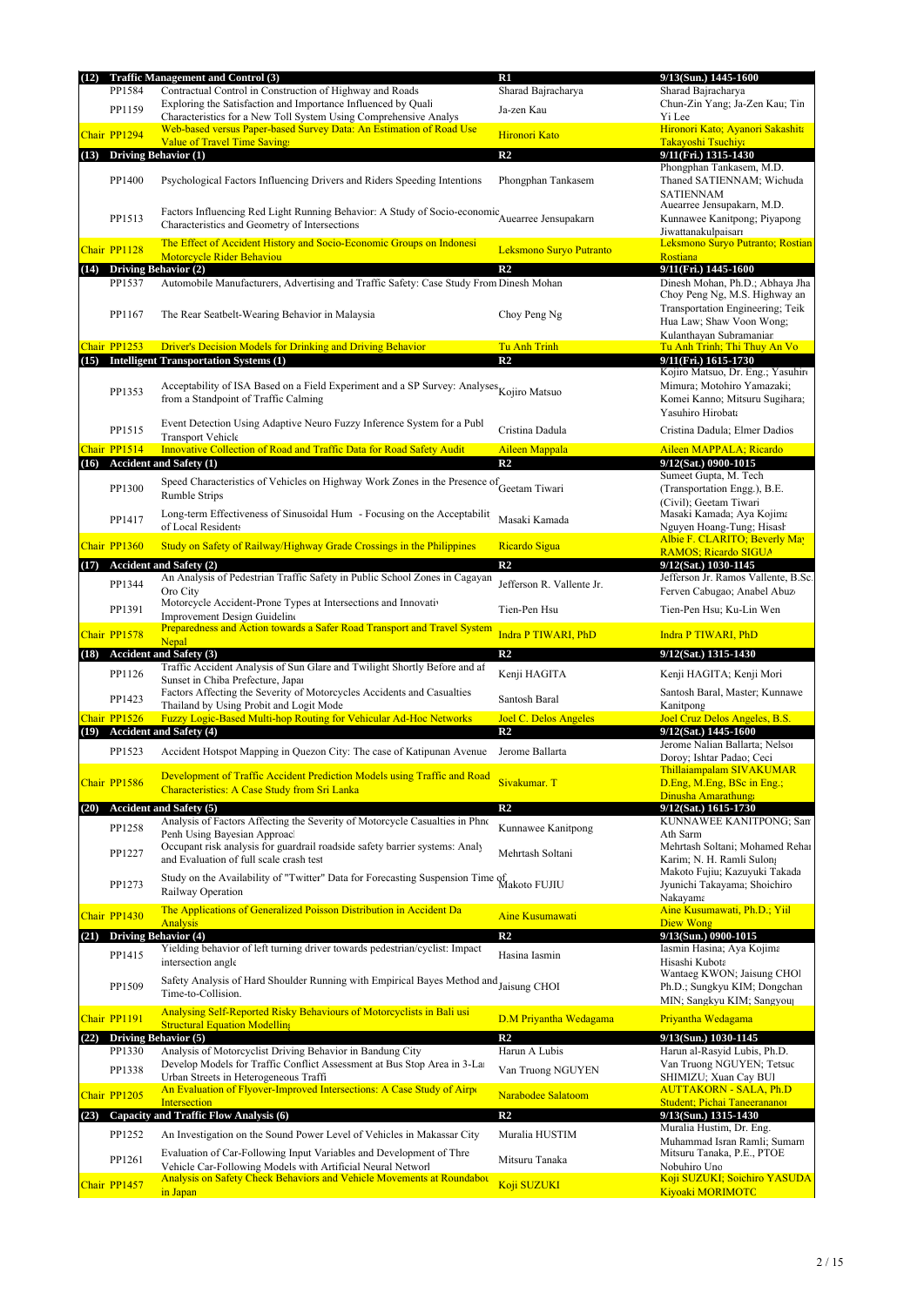| | | | | |
|---|---|---|---|---|
| **(12)** | **Traffic Management and Control (3)** | | **R1** | **9/13(Sun.) 1445-1600** |
| | PP1584 | Contractual Control in Construction of Highway and Roads | Sharad Bajracharya | Sharad Bajracharya |
| | PP1159 | Exploring the Satisfaction and Importance Influenced by Quali Characteristics for a New Toll System Using Comprehensive Analys | Ja-zen Kau | Chun-Zin Yang; Ja-Zen Kau; Tin Yi Lee |
| Chair | PP1294 | Web-based versus Paper-based Survey Data: An Estimation of Road Use Value of Travel Time Saving | Hironori Kato | Hironori Kato; Ayanori Sakashita Takayoshi Tsuchiya |
| **(13)** | **Driving Behavior (1)** | | **R2** | **9/11(Fri.) 1315-1430** |
| | PP1400 | Psychological Factors Influencing Drivers and Riders Speeding Intentions | Phongphan Tankasem | Phongphan Tankasem, M.D. Thaned SATIENNAM; Wichuda SATIENNAM |
| | PP1513 | Factors Influencing Red Light Running Behavior: A Study of Socio-economic Characteristics and Geometry of Intersections | Auearree Jensupakarn | Auearree Jensupakarn, M.D. Kunnawee Kanitpong; Piyapong Jiwattanakulpaisarn |
| Chair | PP1128 | The Effect of Accident History and Socio-Economic Groups on Indonesi Motorcycle Rider Behaviou | Leksmono Suryo Putranto | Leksmono Suryo Putranto; Rostiana |
| **(14)** | **Driving Behavior (2)** | | **R2** | **9/11(Fri.) 1445-1600** |
| | PP1537 | Automobile Manufacturers, Advertising and Traffic Safety: Case Study From | Dinesh Mohan | Dinesh Mohan, Ph.D.; Abhaya Jha |
| | PP1167 | The Rear Seatbelt-Wearing Behavior in Malaysia | Choy Peng Ng | Choy Peng Ng, M.S. Highway an Transportation Engineering; Teik Hua Law; Shaw Voon Wong; Kulanthayan Subramaniar |
| Chair | PP1253 | Driver's Decision Models for Drinking and Driving Behavior | Tu Anh Trinh | Tu Anh Trinh; Thi Thuy An Vo |
| **(15)** | **Intelligent Transportation Systems (1)** | | **R2** | **9/11(Fri.) 1615-1730** |
| | PP1353 | Acceptability of ISA Based on a Field Experiment and a SP Survey: Analyses from a Standpoint of Traffic Calming | Kojiro Matsuo | Kojiro Matsuo, Dr. Eng.; Yasuhiro Mimura; Motohiro Yamazaki; Komei Kanno; Mitsuru Sugihara; Yasuhiro Hirobata |
| | PP1515 | Event Detection Using Adaptive Neuro Fuzzy Inference System for a Publ Transport Vehicle | Cristina Dadula | Cristina Dadula; Elmer Dadios |
| Chair | PP1514 | Innovative Collection of Road and Traffic Data for Road Safety Audit | Aileen Mappala | Aileen MAPPALA; Ricardo |
| **(16)** | **Accident and Safety (1)** | | **R2** | **9/12(Sat.) 0900-1015** |
| | PP1300 | Speed Characteristics of Vehicles on Highway Work Zones in the Presence of Rumble Strips | Geetam Tiwari | Sumeet Gupta, M. Tech (Transportation Engg.), B.E. (Civil); Geetam Tiwari |
| | PP1417 | Long-term Effectiveness of Sinusoidal Hum - Focusing on the Acceptabilit of Local Residents | Masaki Kamada | Masaki Kamada; Aya Kojima Nguyen Hoang-Tung; Hisash |
| Chair | PP1360 | Study on Safety of Railway/Highway Grade Crossings in the Philippines | Ricardo Sigua | Albie F. CLARITO; Beverly May RAMOS; Ricardo SIGUA |
| **(17)** | **Accident and Safety (2)** | | **R2** | **9/12(Sat.) 1030-1145** |
| | PP1344 | An Analysis of Pedestrian Traffic Safety in Public School Zones in Cagayan Oro City | Jefferson R. Vallente Jr. | Jefferson Jr. Ramos Vallente, B.Sc. Ferven Cabugao; Anabel Abuzo |
| | PP1391 | Motorcycle Accident-Prone Types at Intersections and Innovativ Improvement Design Guideline | Tien-Pen Hsu | Tien-Pen Hsu; Ku-Lin Wen |
| Chair | PP1578 | Preparedness and Action towards a Safer Road Transport and Travel System Nepal | Indra P TIWARI, PhD | Indra P TIWARI, PhD |
| **(18)** | **Accident and Safety (3)** | | **R2** | **9/12(Sat.) 1315-1430** |
| | PP1126 | Traffic Accident Analysis of Sun Glare and Twilight Shortly Before and af Sunset in Chiba Prefecture, Japan | Kenji HAGITA | Kenji HAGITA; Kenji Mori |
| | PP1423 | Factors Affecting the Severity of Motorcycles Accidents and Casualties Thailand by Using Probit and Logit Mode | Santosh Baral | Santosh Baral, Master; Kunnawe Kanitpong |
| Chair | PP1526 | Fuzzy Logic-Based Multi-hop Routing for Vehicular Ad-Hoc Networks | Joel C. Delos Angeles | Joel Cruz Delos Angeles, B.S. |
| **(19)** | **Accident and Safety (4)** | | **R2** | **9/12(Sat.) 1445-1600** |
| | PP1523 | Accident Hotspot Mapping in Quezon City: The case of Katipunan Avenue | Jerome Ballarta | Jerome Nalian Ballarta; Nelson Doroy; Ishtar Padao; Ceci |
| Chair | PP1586 | Development of Traffic Accident Prediction Models using Traffic and Road Characteristics: A Case Study from Sri Lanka | Sivakumar. T | Thillaiampalam SIVAKUMAR D.Eng, M.Eng, BSc in Eng.; Dinusha Amarathunga |
| **(20)** | **Accident and Safety (5)** | | **R2** | **9/12(Sat.) 1615-1730** |
| | PP1258 | Analysis of Factors Affecting the Severity of Motorcycle Casualties in Phno Penh Using Bayesian Approach | Kunnawee Kanitpong | KUNNAWEE KANITPONG; San Ath Sarm |
| | PP1227 | Occupant risk analysis for guardrail roadside safety barrier systems: Analy and Evaluation of full scale crash test | Mehrtash Soltani | Mehrtash Soltani; Mohamed Rehan Karim; N. H. Ramli Sulong |
| | PP1273 | Study on the Availability of "Twitter" Data for Forecasting Suspension Time of Railway Operation | Makoto FUJIU | Makoto Fujiu; Kazuyuki Takada Jyunichi Takayama; Shoichiro Nakayama |
| Chair | PP1430 | The Applications of Generalized Poisson Distribution in Accident Da Analysis | Aine Kusumawati | Aine Kusumawati, Ph.D.; Yiil Diew Wong |
| **(21)** | **Driving Behavior (4)** | | **R2** | **9/13(Sun.) 0900-1015** |
| | PP1415 | Yielding behavior of left turning driver towards pedestrian/cyclist: Impact intersection angle | Hasina Iasmin | Iasmin Hasina; Aya Kojima Hisashi Kubota |
| | PP1509 | Safety Analysis of Hard Shoulder Running with Empirical Bayes Method and Time-to-Collision. | Jaisung CHOI | Wantaeg KWON; Jaisung CHOI Ph.D.; Sungkyu KIM; Dongchan MIN; Sangkyu KIM; Sangyoup |
| Chair | PP1191 | Analysing Self-Reported Risky Behaviours of Motorcyclists in Bali usi Structural Equation Modelling | D.M Priyantha Wedagama | Priyantha Wedagama |
| **(22)** | **Driving Behavior (5)** | | **R2** | **9/13(Sun.) 1030-1145** |
| | PP1330 | Analysis of Motorcyclist Driving Behavior in Bandung City | Harun A Lubis | Harun al-Rasyid Lubis, Ph.D. |
| | PP1338 | Develop Models for Traffic Conflict Assessment at Bus Stop Area in 3-Lan Urban Streets in Heterogeneous Traffi | Van Truong NGUYEN | Van Truong NGUYEN; Tetsuo SHIMIZU; Xuan Cay BUI |
| Chair | PP1205 | An Evaluation of Flyover-Improved Intersections: A Case Study of Airpo Intersection | Narabodee Salatoom | AUTTAKORN - SALA, Ph.D Student; Pichai Taneerananon |
| **(23)** | **Capacity and Traffic Flow Analysis (6)** | | **R2** | **9/13(Sun.) 1315-1430** |
| | PP1252 | An Investigation on the Sound Power Level of Vehicles in Makassar City | Muralia HUSTIM | Muralia Hustim, Dr. Eng. Muhammad Isran Ramli; Sumarn |
| | PP1261 | Evaluation of Car-Following Input Variables and Development of Thre Vehicle Car-Following Models with Artificial Neural Network | Mitsuru Tanaka | Mitsuru Tanaka, P.E., PTOE Nobuhiro Uno |
| Chair | PP1457 | Analysis on Safety Check Behaviors and Vehicle Movements at Roundabou in Japan | Koji SUZUKI | Koji SUZUKI; Soichiro YASUDA Kiyoaki MORIMOTO |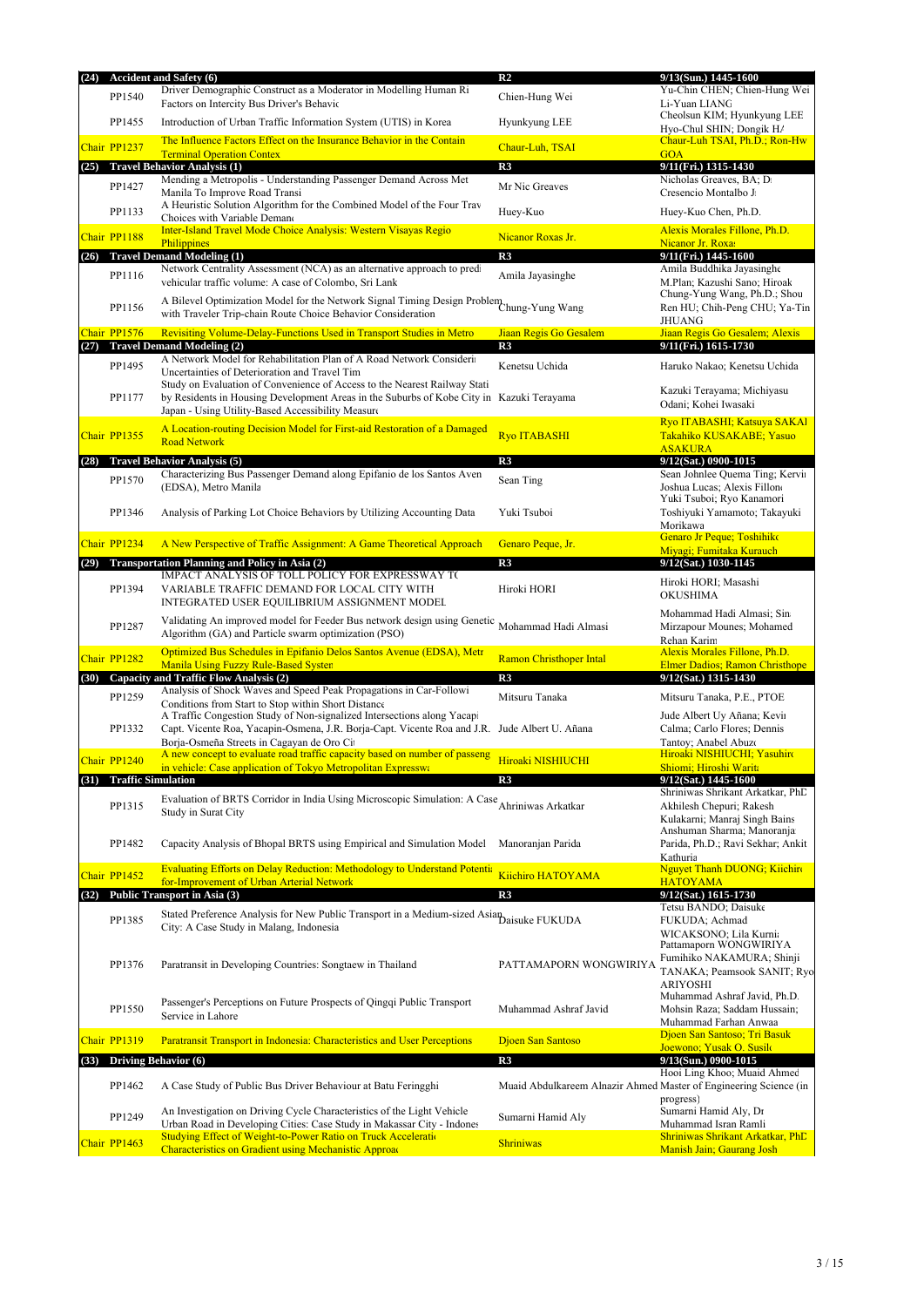| | | Title | Presenter | Authors |
|---|---|---|---|---|
| **(24)** | **Accident and Safety (6)** | | **R2** | **9/13(Sun.) 1445-1600** |
| | PP1540 | Driver Demographic Construct as a Moderator in Modelling Human Ri Factors on Intercity Bus Driver's Behavic | Chien-Hung Wei | Yu-Chin CHEN; Chien-Hung Wei Li-Yuan LIANG |
| | PP1455 | Introduction of Urban Traffic Information System (UTIS) in Korea | Hyunkyung LEE | Cheolsun KIM; Hyunkyung LEE Hyo-Chul SHIN; Dongik HA |
| | Chair PP1237 | The Influence Factors Effect on the Insurance Behavior in the Contain Terminal Operation Contex | Chaur-Luh, TSAI | Chaur-Luh TSAI, Ph.D.; Ron-Hw GOA |
| **(25)** | **Travel Behavior Analysis (1)** | | **R3** | **9/11(Fri.) 1315-1430** |
| | PP1427 | Mending a Metropolis - Understanding Passenger Demand Across Met Manila To Improve Road Transi | Mr Nic Greaves | Nicholas Greaves, BA; D Cresencio Montalbo J |
| | PP1133 | A Heuristic Solution Algorithm for the Combined Model of the Four Trav Choices with Variable Demand | Huey-Kuo | Huey-Kuo Chen, Ph.D. |
| | Chair PP1188 | Inter-Island Travel Mode Choice Analysis: Western Visayas Regio Philippines | Nicanor Roxas Jr. | Alexis Morales Fillone, Ph.D. Nicanor Jr. Roxas |
| **(26)** | **Travel Demand Modeling (1)** | | **R3** | **9/11(Fri.) 1445-1600** |
| | PP1116 | Network Centrality Assessment (NCA) as an alternative approach to predi vehicular traffic volume: A case of Colombo, Sri Lank | Amila Jayasinghe | Amila Buddhika Jayasinghe M.Plan; Kazushi Sano; Hiroak |
| | PP1156 | A Bilevel Optimization Model for the Network Signal Timing Design Problem with Traveler Trip-chain Route Choice Behavior Consideration | Chung-Yung Wang | Chung-Yung Wang, Ph.D.; Shou Ren HU; Chih-Peng CHU; Ya-Tin JHUANG |
| | Chair PP1576 | Revisiting Volume-Delay-Functions Used in Transport Studies in Metro | Jiaan Regis Go Gesalem | Jiaan Regis Go Gesalem; Alexis |
| **(27)** | **Travel Demand Modeling (2)** | | **R3** | **9/11(Fri.) 1615-1730** |
| | PP1495 | A Network Model for Rehabilitation Plan of A Road Network Consideri Uncertainties of Deterioration and Travel Tim | Kenetsu Uchida | Haruko Nakao; Kenetsu Uchida |
| | PP1177 | Study on Evaluation of Convenience of Access to the Nearest Railway Stati by Residents in Housing Development Areas in the Suburbs of Kobe City in Japan - Using Utility-Based Accessibility Measure | Kazuki Terayama | Kazuki Terayama; Michiyasu Odani; Kohei Iwasaki |
| | Chair PP1355 | A Location-routing Decision Model for First-aid Restoration of a Damaged Road Network | Ryo ITABASHI | Ryo ITABASHI; Katsuya SAKAI Takahiko KUSAKABE; Yasuo ASAKURA |
| **(28)** | **Travel Behavior Analysis (5)** | | **R3** | **9/12(Sat.) 0900-1015** |
| | PP1570 | Characterizing Bus Passenger Demand along Epifanio de los Santos Aven (EDSA), Metro Manila | Sean Ting | Sean Johnlee Quema Ting; Kervi Joshua Lucas; Alexis Fillone |
| | PP1346 | Analysis of Parking Lot Choice Behaviors by Utilizing Accounting Data | Yuki Tsuboi | Yuki Tsuboi; Ryo Kanamori Toshiyuki Yamamoto; Takayuki Morikawa |
| | Chair PP1234 | A New Perspective of Traffic Assignment: A Game Theoretical Approach | Genaro Peque, Jr. | Genaro Jr Peque; Toshihiko Miyagi; Fumitaka Kurauch |
| **(29)** | **Transportation Planning and Policy in Asia (2)** | | **R3** | **9/12(Sat.) 1030-1145** |
| | PP1394 | IMPACT ANALYSIS OF TOLL POLICY FOR EXPRESSWAY TO VARIABLE TRAFFIC DEMAND FOR LOCAL CITY WITH INTEGRATED USER EQUILIBRIUM ASSIGNMENT MODEL | Hiroki HORI | Hiroki HORI; Masashi OKUSHIMA |
| | PP1287 | Validating An improved model for Feeder Bus network design using Genetic Algorithm (GA) and Particle swarm optimization (PSO) | Mohammad Hadi Almasi | Mohammad Hadi Almasi; Sin Mirzapour Mounes; Mohamed Rehan Karim |
| | Chair PP1282 | Optimized Bus Schedules in Epifanio Delos Santos Avenue (EDSA), Metr Manila Using Fuzzy Rule-Based Systen | Ramon Christhoper Intal | Alexis Morales Fillone, Ph.D. Elmer Dadios; Ramon Christhope |
| **(30)** | **Capacity and Traffic Flow Analysis (2)** | | **R3** | **9/12(Sat.) 1315-1430** |
| | PP1259 | Analysis of Shock Waves and Speed Peak Propagations in Car-Followi Conditions from Start to Stop within Short Distance | Mitsuru Tanaka | Mitsuru Tanaka, P.E., PTOE |
| | PP1332 | A Traffic Congestion Study of Non-signalized Intersections along Yacapi Capt. Vicente Roa, Yacapin-Osmena, J.R. Borja-Capt. Vicente Roa and J.R. Borja-Osmeña Streets in Cagayan de Oro Cit | Jude Albert U. Añana | Jude Albert Uy Añana; Kevin Calma; Carlo Flores; Dennis Tantoy; Anabel Abuzo |
| | Chair PP1240 | A new concept to evaluate road traffic capacity based on number of passeng in vehicle: Case application of Tokyo Metropolitan Expresswa | Hiroaki NISHIUCHI | Hiroaki NISHIUCHI; Yasuhiro Shiomi; Hiroshi Warita |
| **(31)** | **Traffic Simulation** | | **R3** | **9/12(Sat.) 1445-1600** |
| | PP1315 | Evaluation of BRTS Corridor in India Using Microscopic Simulation: A Case Study in Surat City | Ahriniwas Arkatkar | Shriniwas Shrikant Arkatkar, PhD Akhilesh Chepuri; Rakesh Kulakarni; Manraj Singh Bains |
| | PP1482 | Capacity Analysis of Bhopal BRTS using Empirical and Simulation Model | Manoranjan Parida | Anshuman Sharma; Manoranja Parida, Ph.D.; Ravi Sekhar; Ankit Kathuria |
| | Chair PP1452 | Evaluating Efforts on Delay Reduction: Methodology to Understand Potentia for-Improvement of Urban Arterial Network | Kiichiro HATOYAMA | Nguyet Thanh DUONG; Kiichiro HATOYAMA |
| **(32)** | **Public Transport in Asia (3)** | | **R3** | **9/12(Sat.) 1615-1730** |
| | PP1385 | Stated Preference Analysis for New Public Transport in a Medium-sized Asian City: A Case Study in Malang, Indonesia | Daisuke FUKUDA | Tetsu BANDO; Daisuke FUKUDA; Achmad WICAKSONO; Lila Kurnia |
| | PP1376 | Paratransit in Developing Countries: Songtaew in Thailand | PATTAMAPORN WONGWIRIYA | Pattamaporn WONGWIRIYA Fumihiko NAKAMURA; Shinji TANAKA; Peamsook SANIT; Ryo ARIYOSHI |
| | PP1550 | Passenger's Perceptions on Future Prospects of Qingqi Public Transport Service in Lahore | Muhammad Ashraf Javid | Muhammad Ashraf Javid, Ph.D. Mohsin Raza; Saddam Hussain; Muhammad Farhan Anwaa |
| | Chair PP1319 | Paratransit Transport in Indonesia: Characteristics and User Perceptions | Djoen San Santoso | Djoen San Santoso; Tri Basuk Joewono; Yusak O. Susilo |
| **(33)** | **Driving Behavior (6)** | | **R3** | **9/13(Sun.) 0900-1015** |
| | PP1462 | A Case Study of Public Bus Driver Behaviour at Batu Feringghi | Muaid Abdulkareem Alnazir Ahmed | Hooi Ling Khoo; Muaid Ahmed Master of Engineering Science (in progress) |
| | PP1249 | An Investigation on Driving Cycle Characteristics of the Light Vehicle Urban Road in Developing Cities: Case Study in Makassar City - Indones | Sumarni Hamid Aly | Sumarni Hamid Aly, Dr Muhammad Isran Ramli |
| | Chair PP1463 | Studying Effect of Weight-to-Power Ratio on Truck Acceleratio Characteristics on Gradient using Mechanistic Approac | Shriniwas | Shriniwas Shrikant Arkatkar, PhD Manish Jain; Gaurang Josh |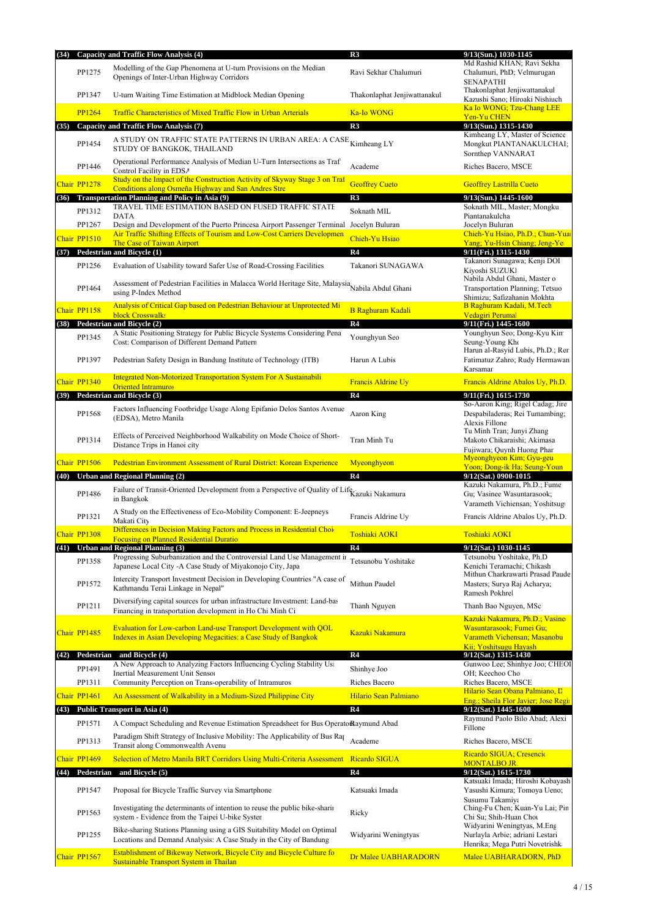| | | | | |
|---|---|---|---|---|
| **(34)** | **Capacity and Traffic Flow Analysis (4)** | **R3** | **9/13(Sun.) 1030-1145** | |
| PP1275 | Modelling of the Gap Phenomena at U-turn Provisions on the Median Openings of Inter-Urban Highway Corridors | Ravi Sekhar Chalumuri | Md Rashid KHAN; Ravi Sekha Chalumuri, PhD; Velmurugan SENAPATHI | |
| PP1347 | U-turn Waiting Time Estimation at Midblock Median Opening | Thakonlaphat Jenjiwattanakul | Thakonlaphat Jenjiwattanakul Kazushi Sano; Hiroaki Nishiuch | |
| PP1264 | Traffic Characteristics of Mixed Traffic Flow in Urban Arterials | Ka-Io WONG | Ka Io WONG; Tzu-Chang LEE Yen-Yu CHEN | |
| **(35)** | **Capacity and Traffic Flow Analysis (7)** | **R3** | **9/13(Sun.) 1315-1430** | |
| PP1454 | A STUDY ON TRAFFIC STATE PATTERNS IN URBAN AREA: A CASE STUDY OF BANGKOK, THAILAND | Kimheang LY | Kimheang LY, Master of Science Mongkut PIANTANAKULCHAI; Sornthep VANNARAT | |
| PP1446 | Operational Performance Analysis of Median U-Turn Intersections as Traf Control Facility in EDSA | Academe | Riches Bacero, MSCE | |
| Chair PP1278 | Study on the Impact of the Construction Activity of Skyway Stage 3 on Traf Conditions along Osmeña Highway and San Andres Stre | Geoffrey Cueto | Geoffrey Lastrilla Cueto | |
| **(36)** | **Transportation Planning and Policy in Asia (9)** | **R3** | **9/13(Sun.) 1445-1600** | |
| PP1312 | TRAVEL TIME ESTIMATION BASED ON FUSED TRAFFIC STATE DATA | Soknath MIL | Soknath MIL, Master; Mongku Piantanakulcha | |
| PP1267 | Design and Development of the Puerto Princesa Airport Passenger Terminal | Jocelyn Buluran | Jocelyn Buluran | |
| Chair PP1510 | Air Traffic Shifting Effects of Tourism and Low-Cost Carriers Developmen The Case of Taiwan Airport | Chieh-Yu Hsiao | Chieh-Yu Hsiao, Ph.D.; Chun-Yua Yang; Yu-Hsin Chiang; Jeng-Ye | |
| **(37)** | **Pedestrian and Bicycle (1)** | **R4** | **9/11(Fri.) 1315-1430** | |
| PP1256 | Evaluation of Usability toward Safer Use of Road-Crossing Facilities | Takanori SUNAGAWA | Takanori Sunagawa; Kenji DOI Kiyoshi SUZUKI | |
| PP1464 | Assessment of Pedestrian Facilities in Malacca World Heritage Site, Malaysia using P-Index Method | Nabila Abdul Ghani | Nabila Abdul Ghani, Master o Transportation Planning; Tetsuo Shimizu; Safizahanin Mokhta | |
| Chair PP1158 | Analysis of Critical Gap based on Pedestrian Behaviour at Unprotected Mi block Crosswalks | B Raghuram Kadali | B Raghuram Kadali, M.Tech Vedagiri Perumal | |
| **(38)** | **Pedestrian and Bicycle (2)** | **R4** | **9/11(Fri.) 1445-1600** | |
| PP1345 | A Static Positioning Strategy for Public Bicycle Systems Considering Pena Cost: Comparison of Different Demand Pattern | Younghyun Seo | Younghyun Seo; Dong-Kyu Kim Seung-Young Kho | |
| PP1397 | Pedestrian Safety Design in Bandung Institute of Technology (ITB) | Harun A Lubis | Harun al-Rasyid Lubis, Ph.D.; Rer Fatimatuz Zahro; Rudy Hermawan Karsaman | |
| Chair PP1340 | Integrated Non-Motorized Transportation System For A Sustainabili Oriented Intramuros | Francis Aldrine Uy | Francis Aldrine Abalos Uy, Ph.D. | |
| **(39)** | **Pedestrian and Bicycle (3)** | **R4** | **9/11(Fri.) 1615-1730** | |
| PP1568 | Factors Influencing Footbridge Usage Along Epifanio Delos Santos Avenue (EDSA), Metro Manila | Aaron King | So-Aaron King; Rigel Cadag; Jire Despabiladeras; Rei Tumambing; Alexis Fillone | |
| PP1314 | Effects of Perceived Neighborhood Walkability on Mode Choice of Short-Distance Trips in Hanoi city | Tran Minh Tu | Tu Minh Tran; Junyi Zhang Makoto Chikaraishi; Akimasa Fujiwara; Quynh Huong Phar | |
| Chair PP1506 | Pedestrian Environment Assessment of Rural District: Korean Experience | Myeonghyeon | Myeonghyeon Kim; Gyu-geu Yoon; Dong-ik Ha; Seung-Youn | |
| **(40)** | **Urban and Regional Planning (2)** | **R4** | **9/12(Sat.) 0900-1015** | |
| PP1486 | Failure of Transit-Oriented Development from a Perspective of Quality of Life in Bangkok | Kazuki Nakamura | Kazuki Nakamura, Ph.D.; Fume Gu; Vasinee Wasuntarasook; Varameth Vichiensan; Yoshitsug | |
| PP1321 | A Study on the Effectiveness of Eco-Mobility Component: E-Jeepneys Makati City | Francis Aldrine Uy | Francis Aldrine Abalos Uy, Ph.D. | |
| Chair PP1308 | Differences in Decision Making Factors and Process in Residential Choi Focusing on Planned Residential Duratio | Toshiaki AOKI | Toshiaki AOKI | |
| **(41)** | **Urban and Regional Planning (3)** | **R4** | **9/12(Sat.) 1030-1145** | |
| PP1358 | Progressing Suburbanization and the Controversial Land Use Management in Japanese Local City -A Case Study of Miyakonojo City, Japa | Tetsunobu Yoshitake | Tetsunobu Yoshitake, Ph.D Kenichi Teramachi; Chikash | |
| PP1572 | Intercity Transport Investment Decision in Developing Countries "A case of Kathmandu Terai Linkage in Nepal" | Mithun Paudel | Mithun Charkrawarti Prasad Paude Masters; Surya Raj Acharya; Ramesh Pokhrel | |
| PP1211 | Diversifying capital sources for urban infrastructure Investment: Land-bas Financing in transportation development in Ho Chi Minh Ci | Thanh Nguyen | Thanh Bao Nguyen, MSc | |
| Chair PP1485 | Evaluation for Low-carbon Land-use Transport Development with QOL Indexes in Asian Developing Megacities: a Case Study of Bangkok | Kazuki Nakamura | Kazuki Nakamura, Ph.D.; Vasine Wasuntarasook; Fumei Gu; Varameth Vichensan; Masanobu Kii; Yoshitsugu Hayash | |
| **(42)** | **Pedestrian and Bicycle (4)** | **R4** | **9/12(Sat.) 1315-1430** | |
| PP1491 | A New Approach to Analyzing Factors Influencing Cycling Stability Usi Inertial Measurement Unit Sensor | Shinhye Joo | Gunwoo Lee; Shinhye Joo; CHEOI OH; Keechoo Cho | |
| PP1311 | Community Perception on Trans-operability of Intramuros | Riches Bacero | Riches Bacero, MSCE | |
| Chair PP1461 | An Assessment of Walkability in a Medium-Sized Philippine City | Hilario Sean Palmiano | Hilario Sean Obana Palmiano, D Eng.; Sheila Flor Javier; Jose Regi | |
| **(43)** | **Public Transport in Asia (4)** | **R4** | **9/12(Sat.) 1445-1600** | |
| PP1571 | A Compact Scheduling and Revenue Estimation Spreadsheet for Bus Operators | Raymund Abad | Raymund Paolo Bilo Abad; Alexi Fillone | |
| PP1313 | Paradigm Shift Strategy of Inclusive Mobility: The Applicability of Bus Rap Transit along Commonwealth Avenu | Academe | Riches Bacero, MSCE | |
| Chair PP1469 | Selection of Metro Manila BRT Corridors Using Multi-Criteria Assessment | Ricardo SIGUA | Ricardo SIGUA; Crescencio MONTALBO JR. | |
| **(44)** | **Pedestrian and Bicycle (5)** | **R4** | **9/12(Sat.) 1615-1730** | |
| PP1547 | Proposal for Bicycle Traffic Survey via Smartphone | Katsuaki Imada | Katsuaki Imada; Hiroshi Kobayash Yasushi Kimura; Tomoya Ueno; Susumu Takamiya | |
| PP1563 | Investigating the determinants of intention to reuse the public bike-sharin system - Evidence from the Taipei U-bike Syster | Ricky | Ching-Fu Chen; Kuan-Yu Lai; Pin Chi Su; Shih-Huan Chou | |
| PP1255 | Bike-sharing Stations Planning using a GIS Suitability Model on Optimal Locations and Demand Analysis: A Case Study in the City of Bandung | Widyarini Weningtyas | Widyarini Weningtyas, M.Eng Nurlayla Arbie; adriani Lestari Henrika; Mega Putri Novetrishk | |
| Chair PP1567 | Establishment of Bikeway Network, Bicycle City and Bicycle Culture fo Sustainable Transport System in Thailan | Dr Malee UABHARADORN | Malee UABHARADORN, PhD | |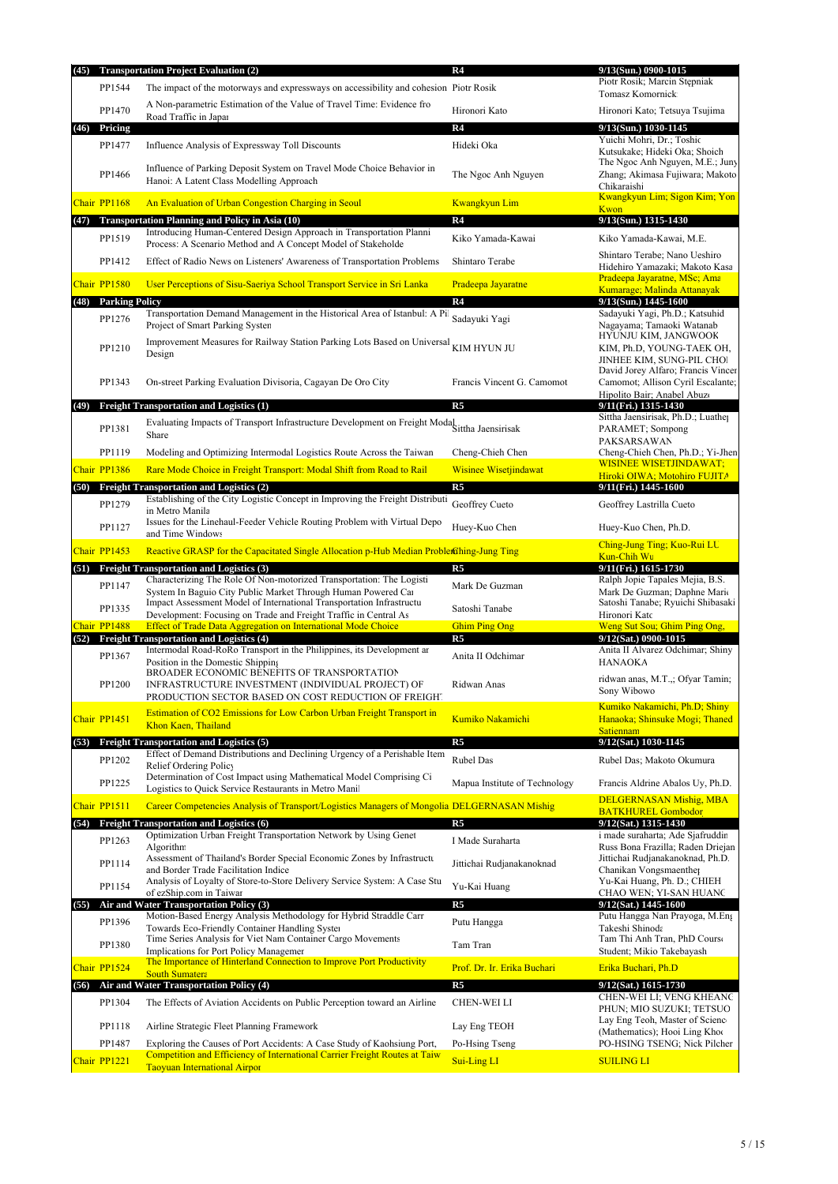| | | | | |
|---|---|---|---|---|
| **(45)** | **Transportation Project Evaluation (2)** | | **R4** | **9/13(Sun.) 0900-1015** |
| | PP1544 | The impact of the motorways and expressways on accessibility and cohesion | Piotr Rosik | Piotr Rosik; Marcin Stępniak Tomasz Komornick |
| | PP1470 | A Non-parametric Estimation of the Value of Travel Time: Evidence fro Road Traffic in Japa | Hironori Kato | Hironori Kato; Tetsuya Tsujima |
| **(46)** | **Pricing** | | **R4** | **9/13(Sun.) 1030-1145** |
| | PP1477 | Influence Analysis of Expressway Toll Discounts | Hideki Oka | Yuichi Mohri, Dr.; Toshic Kutsukake; Hideki Oka; Shoich |
| | PP1466 | Influence of Parking Deposit System on Travel Mode Choice Behavior in Hanoi: A Latent Class Modelling Approach | The Ngoc Anh Nguyen | The Ngoc Anh Nguyen, M.E.; Juny Zhang; Akimasa Fujiwara; Makoto Chikaraishi |
| | Chair PP1168 | An Evaluation of Urban Congestion Charging in Seoul | Kwangkyun Lim | Kwangkyun Lim; Sigon Kim; Yon Kwon |
| **(47)** | **Transportation Planning and Policy in Asia (10)** | | **R4** | **9/13(Sun.) 1315-1430** |
| | PP1519 | Introducing Human-Centered Design Approach in Transportation Planni Process: A Scenario Method and A Concept Model of Stakeholde | Kiko Yamada-Kawai | Kiko Yamada-Kawai, M.E. |
| | PP1412 | Effect of Radio News on Listeners' Awareness of Transportation Problems | Shintaro Terabe | Shintaro Terabe; Nano Ueshiro Hidehiro Yamazaki; Makoto Kasa |
| | Chair PP1580 | User Perceptions of Sisu-Saeriya School Transport Service in Sri Lanka | Pradeepa Jayaratne | Pradeepa Jayaratne, MSc; Ama Kumarage; Malinda Attanayak |
| **(48)** | **Parking Policy** | | **R4** | **9/13(Sun.) 1445-1600** |
| | PP1276 | Transportation Demand Management in the Historical Area of Istanbul: A Pil Project of Smart Parking Systen | Sadayuki Yagi | Sadayuki Yagi, Ph.D.; Katsuhid Nagayama; Tamaoki Watanab |
| | PP1210 | Improvement Measures for Railway Station Parking Lots Based on Universal Design | KIM HYUN JU | HYUNJU KIM, JANGWOOK KIM, Ph.D, YOUNG-TAEK OH, JINHEE KIM, SUNG-PIL CHOI |
| | PP1343 | On-street Parking Evaluation Divisoria, Cagayan De Oro City | Francis Vincent G. Camomot | David Jorey Alfaro; Francis Vincer Camomot; Allison Cyril Escalante; Hipolito Bair; Anabel Abuz |
| **(49)** | **Freight Transportation and Logistics (1)** | | **R5** | **9/11(Fri.) 1315-1430** |
| | PP1381 | Evaluating Impacts of Transport Infrastructure Development on Freight Modal Share | Sittha Jaensirisak | Sittha Jaensirisak, Ph.D.; Luathep PARAMET; Sompong PAKSARSAWAN |
| | PP1119 | Modeling and Optimizing Intermodal Logistics Route Across the Taiwan | Cheng-Chieh Chen | Cheng-Chieh Chen, Ph.D.; Yi-Jhen |
| | Chair PP1386 | Rare Mode Choice in Freight Transport: Modal Shift from Road to Rail | Wisinee Wisetjindawat | WISINEE WISETJINDAWAT; Hiroki OIWA; Motohiro FUJITA |
| **(50)** | **Freight Transportation and Logistics (2)** | | **R5** | **9/11(Fri.) 1445-1600** |
| | PP1279 | Establishing of the City Logistic Concept in Improving the Freight Distributi in Metro Manila | Geoffrey Cueto | Geoffrey Lastrilla Cueto |
| | PP1127 | Issues for the Linehaul-Feeder Vehicle Routing Problem with Virtual Depo and Time Windows | Huey-Kuo Chen | Huey-Kuo Chen, Ph.D. |
| | Chair PP1453 | Reactive GRASP for the Capacitated Single Allocation p-Hub Median Problem | Ching-Jung Ting | Ching-Jung Ting; Kuo-Rui LU Kun-Chih Wu |
| **(51)** | **Freight Transportation and Logistics (3)** | | **R5** | **9/11(Fri.) 1615-1730** |
| | PP1147 | Characterizing The Role Of Non-motorized Transportation: The Logisti System In Baguio City Public Market Through Human Powered Ca | Mark De Guzman | Ralph Jopie Tapales Mejia, B.S. Mark De Guzman; Daphne Mari |
| | PP1335 | Impact Assessment Model of International Transportation Infrastructu Development: Focusing on Trade and Freight Traffic in Central As | Satoshi Tanabe | Satoshi Tanabe; Ryuichi Shibasaki Hironori Kato |
| | Chair PP1488 | Effect of Trade Data Aggregation on International Mode Choice | Ghim Ping Ong | Weng Sut Sou; Ghim Ping Ong, |
| **(52)** | **Freight Transportation and Logistics (4)** | | **R5** | **9/12(Sat.) 0900-1015** |
| | PP1367 | Intermodal Road-RoRo Transport in the Philippines, its Development ar Position in the Domestic Shipping | Anita II Odchimar | Anita II Alvarez Odchimar; Shiny HANAOKA |
| | PP1200 | BROADER ECONOMIC BENEFITS OF TRANSPORTATION INFRASTRUCTURE INVESTMENT (INDIVIDUAL PROJECT) OF PRODUCTION SECTOR BASED ON COST REDUCTION OF FREIGHT | Ridwan Anas | ridwan anas, M.T.,; Ofyar Tamin; Sony Wibowo |
| | Chair PP1451 | Estimation of $CO_2$ Emissions for Low Carbon Urban Freight Transport in Khon Kaen, Thailand | Kumiko Nakamichi | Kumiko Nakamichi, Ph.D; Shiny Hanaoka; Shinsuke Mogi; Thaned Satiennam |
| **(53)** | **Freight Transportation and Logistics (5)** | | **R5** | **9/12(Sat.) 1030-1145** |
| | PP1202 | Effect of Demand Distributions and Declining Urgency of a Perishable Item Relief Ordering Policy | Rubel Das | Rubel Das; Makoto Okumura |
| | PP1225 | Determination of Cost Impact using Mathematical Model Comprising Ci Logistics to Quick Service Restaurants in Metro Manil | Mapua Institute of Technology | Francis Aldrine Abalos Uy, Ph.D. |
| | Chair PP1511 | Career Competencies Analysis of Transport/Logistics Managers of Mongolia | DELGERNASAN Mishig | DELGERNASAN Mishig, MBA BATKHUREL Gombodor |
| **(54)** | **Freight Transportation and Logistics (6)** | | **R5** | **9/12(Sat.) 1315-1430** |
| | PP1263 | Optimization Urban Freight Transportation Network by Using Genet Algorithm | I Made Suraharta | i made suraharta; Ade Sjafruddin Russ Bona Frazilla; Raden Driejan |
| | PP1114 | Assessment of Thailand's Border Special Economic Zones by Infrastructu and Border Trade Facilitation Indice | Jittichai Rudjanakanoknad | Jittichai Rudjanakanoknad, Ph.D. Chanikan Vongsmaenthep |
| | PP1154 | Analysis of Loyalty of Store-to-Store Delivery Service System: A Case Stu of ezShip.com in Taiwan | Yu-Kai Huang | Yu-Kai Huang, Ph. D.; CHIEH CHAO WEN; YI-SAN HUANG |
| **(55)** | **Air and Water Transportation Policy (3)** | | **R5** | **9/12(Sat.) 1445-1600** |
| | PP1396 | Motion-Based Energy Analysis Methodology for Hybrid Straddle Carr Towards Eco-Friendly Container Handling Syster | Putu Hangga | Putu Hangga Nan Prayoga, M.Eng Takeshi Shinoda |
| | PP1380 | Time Series Analysis for Viet Nam Container Cargo Movements Implications for Port Policy Managemer | Tam Tran | Tam Thi Anh Tran, PhD Cours Student; Mikio Takebayash |
| | Chair PP1524 | The Importance of Hinterland Connection to Improve Port Productivity South Sumatera | Prof. Dr. Ir. Erika Buchari | Erika Buchari, Ph.D |
| **(56)** | **Air and Water Transportation Policy (4)** | | **R5** | **9/12(Sat.) 1615-1730** |
| | PP1304 | The Effects of Aviation Accidents on Public Perception toward an Airline | CHEN-WEI LI | CHEN-WEI LI; VENG KHEANG PHUN; MIO SUZUKI; TETSUO |
| | PP1118 | Airline Strategic Fleet Planning Framework | Lay Eng TEOH | Lay Eng Teoh, Master of Scienc (Mathematics); Hooi Ling Khoo |
| | PP1487 | Exploring the Causes of Port Accidents: A Case Study of Kaohsiung Port, | Po-Hsing Tseng | PO-HSING TSENG; Nick Pilcher |
| | Chair PP1221 | Competition and Efficiency of International Carrier Freight Routes at Taiw Taoyuan International Airpor | Sui-Ling LI | SUILING LI |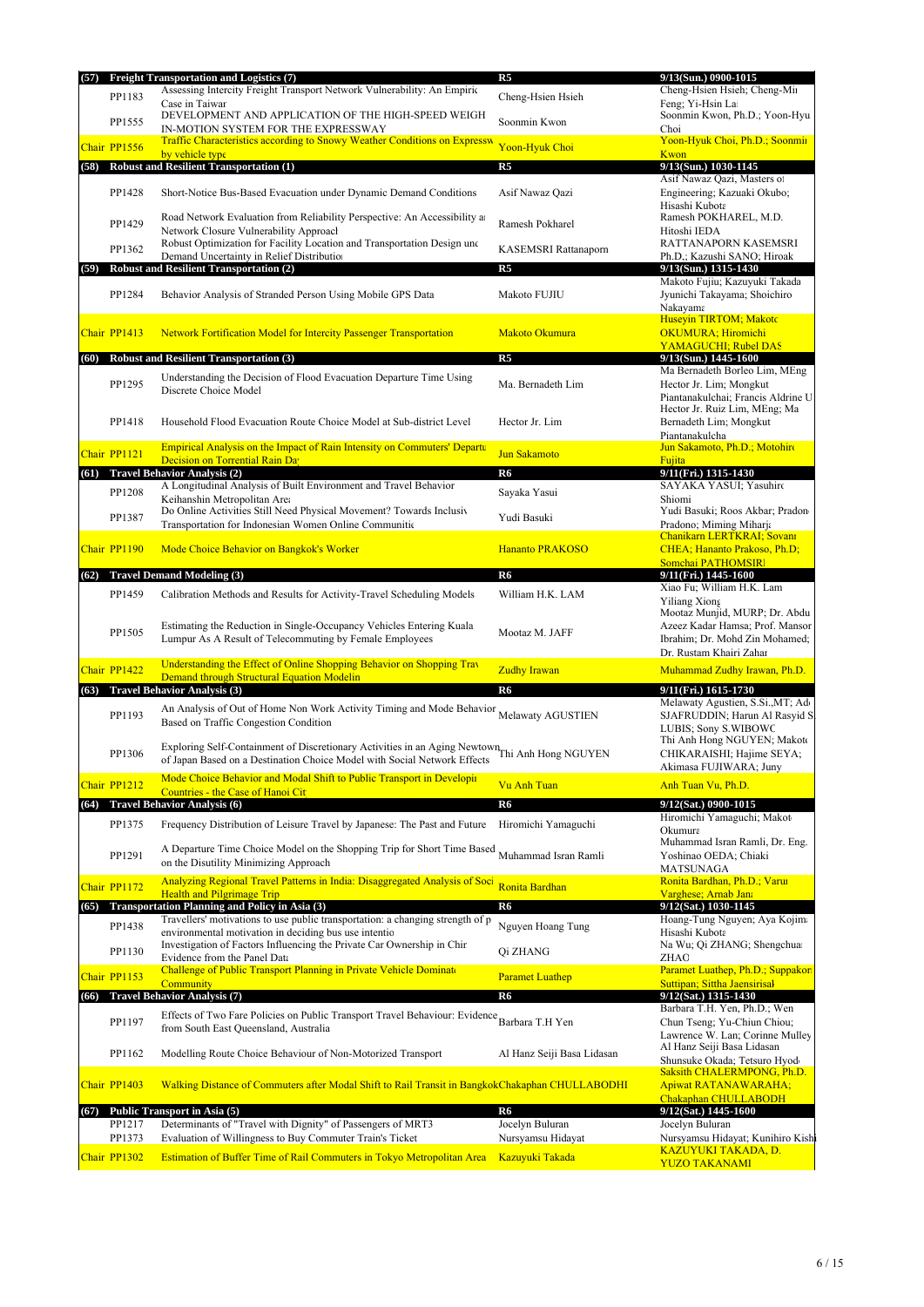| | ID | Title | Presenter | Authors |
|---|---|---|---|---|
| **(57)** | **Freight Transportation and Logistics (7)** | | **R5** | **9/13(Sun.) 0900-1015** |
| | PP1183 | Assessing Intercity Freight Transport Network Vulnerability: An Empiric Case in Taiwar | Cheng-Hsien Hsieh | Cheng-Hsien Hsieh; Cheng-Min Feng; Yi-Hsin La |
| | PP1555 | DEVELOPMENT AND APPLICATION OF THE HIGH-SPEED WEIGH IN-MOTION SYSTEM FOR THE EXPRESSWAY | Soonmin Kwon | Soonmin Kwon, Ph.D.; Yoon-Hyu Choi |
| Chair | PP1556 | Traffic Characteristics according to Snowy Weather Conditions on Expressw by vehicle type | Yoon-Hyuk Choi | Yoon-Hyuk Choi, Ph.D.; Soonmir Kwon |
| **(58)** | **Robust and Resilient Transportation (1)** | | **R5** | **9/13(Sun.) 1030-1145** |
| | PP1428 | Short-Notice Bus-Based Evacuation under Dynamic Demand Conditions | Asif Nawaz Qazi | Asif Nawaz Qazi, Masters of Engineering; Kazuaki Okubo; Hisashi Kubota |
| | PP1429 | Road Network Evaluation from Reliability Perspective: An Accessibility an Network Closure Vulnerability Approacl | Ramesh Pokharel | Ramesh POKHAREL, M.D. Hitoshi IEDA |
| | PP1362 | Robust Optimization for Facility Location and Transportation Design unc Demand Uncertainty in Relief Distributio | KASEMSRI Rattanaporn | RATTANAPORN KASEMSRI Ph.D.; Kazushi SANO; Hiroak |
| **(59)** | **Robust and Resilient Transportation (2)** | | **R5** | **9/13(Sun.) 1315-1430** |
| | PP1284 | Behavior Analysis of Stranded Person Using Mobile GPS Data | Makoto FUJIU | Makoto Fujiu; Kazuyuki Takada; Jyunichi Takayama; Shoichiro Nakayama |
| Chair | PP1413 | Network Fortification Model for Intercity Passenger Transportation | Makoto Okumura | Huseyin TIRTOM; Makoto OKUMURA; Hiromichi YAMAGUCHI; Rubel DAS |
| **(60)** | **Robust and Resilient Transportation (3)** | | **R5** | **9/13(Sun.) 1445-1600** |
| | PP1295 | Understanding the Decision of Flood Evacuation Departure Time Using Discrete Choice Model | Ma. Bernadeth Lim | Ma Bernadeth Borleo Lim, MEng; Hector Jr. Lim; Mongkut Piantanakulchai; Francis Aldrine U |
| | PP1418 | Household Flood Evacuation Route Choice Model at Sub-district Level | Hector Jr. Lim | Hector Jr. Ruiz Lim, MEng; Ma Bernadeth Lim; Mongkut Piantanakulcha |
| Chair | PP1121 | Empirical Analysis on the Impact of Rain Intensity on Commuters' Departu Decision on Torrential Rain Day | Jun Sakamoto | Jun Sakamoto, Ph.D.; Motohiro Fujita |
| **(61)** | **Travel Behavior Analysis (2)** | | **R6** | **9/11(Fri.) 1315-1430** |
| | PP1208 | A Longitudinal Analysis of Built Environment and Travel Behavior Keihanshin Metropolitan Area | Sayaka Yasui | SAYAKA YASUI; Yasuhiro Shiomi |
| | PP1387 | Do Online Activities Still Need Physical Movement? Towards Inclusiv Transportation for Indonesian Women Online Communitie | Yudi Basuki | Yudi Basuki; Roos Akbar; Pradono Pradono; Miming Miharja |
| Chair | PP1190 | Mode Choice Behavior on Bangkok's Worker | Hananto PRAKOSO | Chanikarn LERTKRAI; Sovann CHEA; Hananto Prakoso, Ph.D; Somchai PATHOMSIRI |
| **(62)** | **Travel Demand Modeling (3)** | | **R6** | **9/11(Fri.) 1445-1600** |
| | PP1459 | Calibration Methods and Results for Activity-Travel Scheduling Models | William H.K. LAM | Xiao Fu; William H.K. Lam Yiliang Xiong |
| | PP1505 | Estimating the Reduction in Single-Occupancy Vehicles Entering Kuala Lumpur As A Result of Telecommuting by Female Employees | Mootaz M. JAFF | Mootaz Munjid, MURP; Dr. Abdu Azeez Kadar Hamsa; Prof. Mansor Ibrahim; Dr. Mohd Zin Mohamed; Dr. Rustam Khairi Zahar |
| Chair | PP1422 | Understanding the Effect of Online Shopping Behavior on Shopping Trav Demand through Structural Equation Modelin | Zudhy Irawan | Muhammad Zudhy Irawan, Ph.D. |
| **(63)** | **Travel Behavior Analysis (3)** | | **R6** | **9/11(Fri.) 1615-1730** |
| | PP1193 | An Analysis of Out of Home Non Work Activity Timing and Mode Behavior Based on Traffic Congestion Condition | Melawaty AGUSTIEN | Melawaty Agustien, S.Si.,MT; Ade SJAFRUDDIN; Harun Al Rasyid S LUBIS; Sony S.WIBOWO |
| | PP1306 | Exploring Self-Containment of Discretionary Activities in an Aging Newtown of Japan Based on a Destination Choice Model with Social Network Effects | Thi Anh Hong NGUYEN | Thi Anh Hong NGUYEN; Makoto CHIKARAISHI; Hajime SEYA; Akimasa FUJIWARA; Juny |
| Chair | PP1212 | Mode Choice Behavior and Modal Shift to Public Transport in Developin Countries - the Case of Hanoi Cit | Vu Anh Tuan | Anh Tuan Vu, Ph.D. |
| **(64)** | **Travel Behavior Analysis (6)** | | **R6** | **9/12(Sat.) 0900-1015** |
| | PP1375 | Frequency Distribution of Leisure Travel by Japanese: The Past and Future | Hiromichi Yamaguchi | Hiromichi Yamaguchi; Makoto Okumura |
| | PP1291 | A Departure Time Choice Model on the Shopping Trip for Short Time Based on the Disutility Minimizing Approach | Muhammad Isran Ramli | Muhammad Isran Ramli, Dr. Eng. Yoshinao OEDA; Chiaki MATSUNAGA |
| Chair | PP1172 | Analyzing Regional Travel Patterns in India: Disaggregated Analysis of Soci Health and Pilgrimage Trip | Ronita Bardhan | Ronita Bardhan, Ph.D.; Varun Varghese; Arnab Jana |
| **(65)** | **Transportation Planning and Policy in Asia (3)** | | **R6** | **9/12(Sat.) 1030-1145** |
| | PP1438 | Travellers' motivations to use public transportation: a changing strength of p environmental motivation in deciding bus use intentio | Nguyen Hoang Tung | Hoang-Tung Nguyen; Aya Kojima Hisashi Kubota |
| | PP1130 | Investigation of Factors Influencing the Private Car Ownership in Chin Evidence from the Panel Data | Qi ZHANG | Na Wu; Qi ZHANG; Shengchuan ZHAO |
| Chair | PP1153 | Challenge of Public Transport Planning in Private Vehicle Dominate Community | Paramet Luathep | Paramet Luathep, Ph.D.; Suppakorn Suttipan; Sittha Jaensirisak |
| **(66)** | **Travel Behavior Analysis (7)** | | **R6** | **9/12(Sat.) 1315-1430** |
| | PP1197 | Effects of Two Fare Policies on Public Transport Travel Behaviour: Evidence from South East Queensland, Australia | Barbara T.H Yen | Barbara T.H. Yen, Ph.D.; Wen Chun Tseng; Yu-Chiun Chiou; Lawrence W. Lan; Corinne Mulley |
| | PP1162 | Modelling Route Choice Behaviour of Non-Motorized Transport | Al Hanz Seiji Basa Lidasan | Al Hanz Seiji Basa Lidasan Shunsuke Okada; Tetsuro Hyodo |
| Chair | PP1403 | Walking Distance of Commuters after Modal Shift to Rail Transit in Bangkok | Chakaphan CHULLABODHI | Saksith CHALERMPONG, Ph.D. Apiwat RATANAWARAHA; Chakaphan CHULLABODHI |
| **(67)** | **Public Transport in Asia (5)** | | **R6** | **9/12(Sat.) 1445-1600** |
| | PP1217 | Determinants of "Travel with Dignity" of Passengers of MRT3 | Jocelyn Buluran | Jocelyn Buluran |
| | PP1373 | Evaluation of Willingness to Buy Commuter Train's Ticket | Nursyamsu Hidayat | Nursyamsu Hidayat; Kunihiro Kishi |
| Chair | PP1302 | Estimation of Buffer Time of Rail Commuters in Tokyo Metropolitan Area | Kazuyuki Takada | KAZUYUKI TAKADA, D. YUZO TAKANAMI |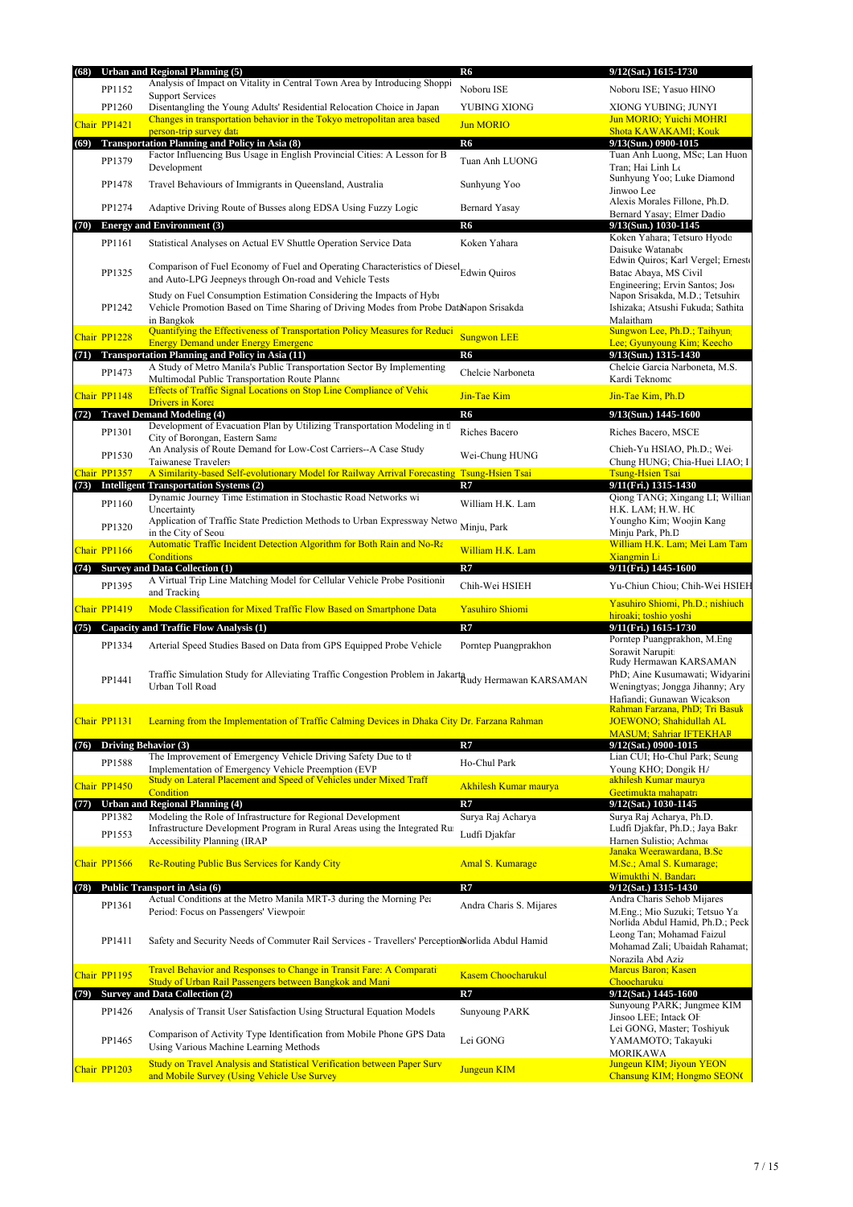| | | | | |
|---|---|---|---|---|
| **(68)** | **Urban and Regional Planning (5)** | | **R6** | **9/12(Sat.) 1615-1730** |
| | PP1152 | Analysis of Impact on Vitality in Central Town Area by Introducing Shoppi Support Services | Noboru ISE | Noboru ISE; Yasuo HINO |
| | PP1260 | Disentangling the Young Adults' Residential Relocation Choice in Japan | YUBING XIONG | XIONG YUBING; JUNYI |
| Chair | PP1421 | Changes in transportation behavior in the Tokyo metropolitan area based person-trip survey data | Jun MORIO | Jun MORIO; Yuichi MOHRI Shota KAWAKAMI; Kouk |
| **(69)** | **Transportation Planning and Policy in Asia (8)** | | **R6** | **9/13(Sun.) 0900-1015** |
| | PP1379 | Factor Influencing Bus Usage in English Provincial Cities: A Lesson for B Development | Tuan Anh LUONG | Tuan Anh Luong, MSc; Lan Huon Tran; Hai Linh Le |
| | PP1478 | Travel Behaviours of Immigrants in Queensland, Australia | Sunhyung Yoo | Sunhyung Yoo; Luke Diamond Jinwoo Lee |
| | PP1274 | Adaptive Driving Route of Busses along EDSA Using Fuzzy Logic | Bernard Yasay | Alexis Morales Fillone, Ph.D. Bernard Yasay; Elmer Dadio |
| **(70)** | **Energy and Environment (3)** | | **R6** | **9/13(Sun.) 1030-1145** |
| | PP1161 | Statistical Analyses on Actual EV Shuttle Operation Service Data | Koken Yahara | Koken Yahara; Tetsuro Hyodo Daisuke Watanabe |
| | PP1325 | Comparison of Fuel Economy of Fuel and Operating Characteristics of Diesel and Auto-LPG Jeepneys through On-road and Vehicle Tests | Edwin Quiros | Edwin Quiros; Karl Vergel; Ernesto Batac Abaya, MS Civil Engineering; Ervin Santos; Jose |
| | PP1242 | Study on Fuel Consumption Estimation Considering the Impacts of Hybr Vehicle Promotion Based on Time Sharing of Driving Modes from Probe Data in Bangkok | Napon Srisakda | Napon Srisakda, M.D.; Tetsuhiro Ishizaka; Atsushi Fukuda; Sathita Malaitham |
| Chair | PP1228 | Quantifying the Effectiveness of Transportation Policy Measures for Reduci Energy Demand under Energy Emergenc | Sungwon LEE | Sungwon Lee, Ph.D.; Taihyun Lee; Gyunyoung Kim; Keecho |
| **(71)** | **Transportation Planning and Policy in Asia (11)** | | **R6** | **9/13(Sun.) 1315-1430** |
| | PP1473 | A Study of Metro Manila's Public Transportation Sector By Implementing Multimodal Public Transportation Route Planne | Chelcie Narboneta | Chelcie Garcia Narboneta, M.S. Kardi Teknomo |
| Chair | PP1148 | Effects of Traffic Signal Locations on Stop Line Compliance of Vehic Drivers in Korea | Jin-Tae Kim | Jin-Tae Kim, Ph.D |
| **(72)** | **Travel Demand Modeling (4)** | | **R6** | **9/13(Sun.) 1445-1600** |
| | PP1301 | Development of Evacuation Plan by Utilizing Transportation Modeling in t City of Borongan, Eastern Sama | Riches Bacero | Riches Bacero, MSCE |
| | PP1530 | An Analysis of Route Demand for Low-Cost Carriers--A Case Study Taiwanese Travelers | Wei-Chung HUNG | Chieh-Yu HSIAO, Ph.D.; Wei-Chung HUNG; Chia-Huei LIAO; I |
| Chair | PP1357 | A Similarity-based Self-evolutionary Model for Railway Arrival Forecasting | Tsung-Hsien Tsai | Tsung-Hsien Tsai |
| **(73)** | **Intelligent Transportation Systems (2)** | | **R7** | **9/11(Fri.) 1315-1430** |
| | PP1160 | Dynamic Journey Time Estimation in Stochastic Road Networks wi Uncertainty | William H.K. Lam | Qiong TANG; Xingang LI; William H.K. LAM; H.W. HO |
| | PP1320 | Application of Traffic State Prediction Methods to Urban Expressway Netwo in the City of Seou | Minju, Park | Youngho Kim; Woojin Kang Minju Park, Ph.D |
| Chair | PP1166 | Automatic Traffic Incident Detection Algorithm for Both Rain and No-Ra Conditions | William H.K. Lam | William H.K. Lam; Mei Lam Tam Xiangmin Li |
| **(74)** | **Survey and Data Collection (1)** | | **R7** | **9/11(Fri.) 1445-1600** |
| | PP1395 | A Virtual Trip Line Matching Model for Cellular Vehicle Probe Positionin and Tracking | Chih-Wei HSIEH | Yu-Chiun Chiou; Chih-Wei HSIEH |
| Chair | PP1419 | Mode Classification for Mixed Traffic Flow Based on Smartphone Data | Yasuhiro Shiomi | Yasuhiro Shiomi, Ph.D.; nishiuch hiroaki; toshio yoshi |
| **(75)** | **Capacity and Traffic Flow Analysis (1)** | | **R7** | **9/11(Fri.) 1615-1730** |
| | PP1334 | Arterial Speed Studies Based on Data from GPS Equipped Probe Vehicle | Porntep Puangprakhon | Porntep Puangprakhon, M.Eng Sorawit Narupiti |
| | PP1441 | Traffic Simulation Study for Alleviating Traffic Congestion Problem in Jakarta Urban Toll Road | Rudy Hermawan KARSAMAN | Rudy Hermawan KARSAMAN PhD; Aine Kusumawati; Widyarini Weningtyas; Jongga Jihanny; Ary Hafiandi; Gunawan Wicakson |
| Chair | PP1131 | Learning from the Implementation of Traffic Calming Devices in Dhaka City | Dr. Farzana Rahman | Rahman Farzana, PhD; Tri Basuk JOEWONO; Shahidullah AL MASUM; Sahriar IFTEKHAR |
| **(76)** | **Driving Behavior (3)** | | **R7** | **9/12(Sat.) 0900-1015** |
| | PP1588 | The Improvement of Emergency Vehicle Driving Safety Due to th Implementation of Emergency Vehicle Preemption (EVP | Ho-Chul Park | Lian CUI; Ho-Chul Park; Seung Young KHO; Dongik HA |
| Chair | PP1450 | Study on Lateral Placement and Speed of Vehicles under Mixed Traff Condition | Akhilesh Kumar maurya | akhilesh Kumar maurya Geetimukta mahapatra |
| **(77)** | **Urban and Regional Planning (4)** | | **R7** | **9/12(Sat.) 1030-1145** |
| | PP1382 | Modeling the Role of Infrastructure for Regional Development | Surya Raj Acharya | Surya Raj Acharya, Ph.D. |
| | PP1553 | Infrastructure Development Program in Rural Areas using the Integrated Ru Accessibility Planning (IRAP | Ludfi Djakfar | Ludfi Djakfar, Ph.D.; Jaya Bakr Harnen Sulistio; Achmad |
| Chair | PP1566 | Re-Routing Public Bus Services for Kandy City | Amal S. Kumarage | Janaka Weerawardana, B.Sc M.Sc.; Amal S. Kumarage; Wimukthi N. Bandara |
| **(78)** | **Public Transport in Asia (6)** | | **R7** | **9/12(Sat.) 1315-1430** |
| | PP1361 | Actual Conditions at the Metro Manila MRT-3 during the Morning Pea Period: Focus on Passengers' Viewpoin | Andra Charis S. Mijares | Andra Charis Sehob Mijares M.Eng.; Mio Suzuki; Tetsuo Ya |
| | PP1411 | Safety and Security Needs of Commuter Rail Services - Travellers' Perception | Norlida Abdul Hamid | Norlida Abdul Hamid, Ph.D.; Peck Leong Tan; Mohamad Faizul Mohamad Zali; Ubaidah Rahamat; Norazila Abd Aziz |
| Chair | PP1195 | Travel Behavior and Responses to Change in Transit Fare: A Comparati Study of Urban Rail Passengers between Bangkok and Mani | Kasem Choocharukul | Marcus Baron; Kasem Choocharukul |
| **(79)** | **Survey and Data Collection (2)** | | **R7** | **9/12(Sat.) 1445-1600** |
| | PP1426 | Analysis of Transit User Satisfaction Using Structural Equation Models | Sunyoung PARK | Sunyoung PARK; Jungmee KIM Jinsoo LEE; Intack OH |
| | PP1465 | Comparison of Activity Type Identification from Mobile Phone GPS Data Using Various Machine Learning Methods | Lei GONG | Lei GONG, Master; Toshiyuk YAMAMOTO; Takayuki MORIKAWA |
| Chair | PP1203 | Study on Travel Analysis and Statistical Verification between Paper Surv and Mobile Survey (Using Vehicle Use Survey | Jungeun KIM | Jungeun KIM; Jiyoun YEON Chansung KIM; Hongmo SEONG |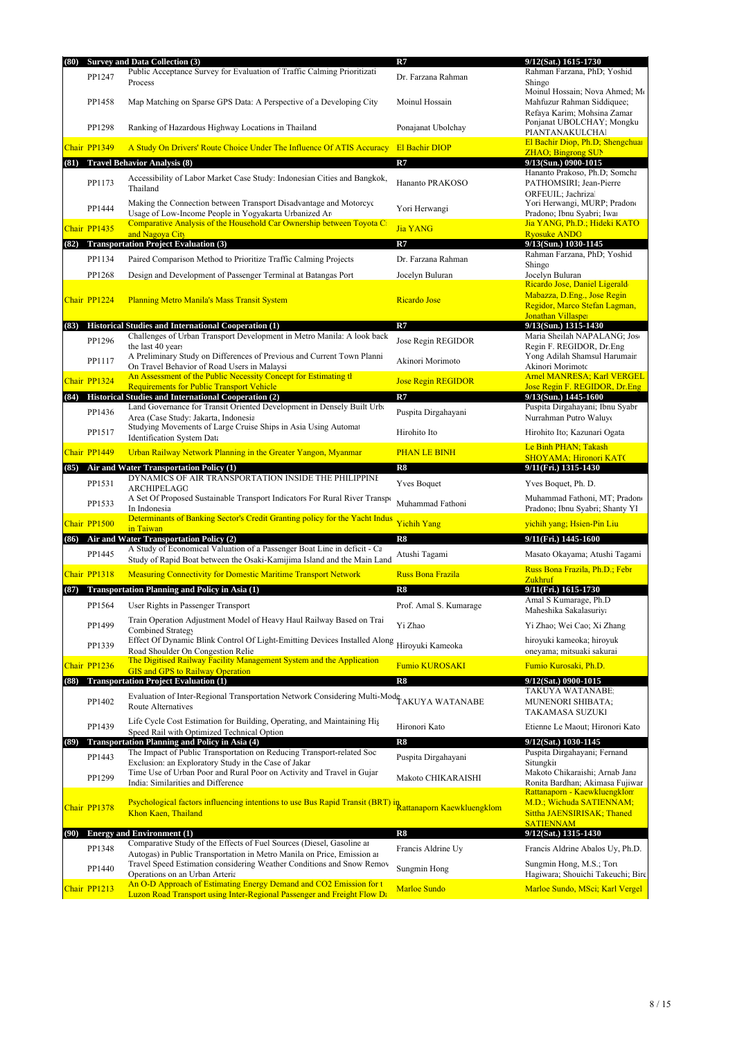| | | | | |
|---|---|---|---|---|
| **(80)** | **Survey and Data Collection (3)** | | **R7** | **9/12(Sat.) 1615-1730** |
| | PP1247 | Public Acceptance Survey for Evaluation of Traffic Calming Prioritizati Process | Dr. Farzana Rahman | Rahman Farzana, PhD; Yoshid Shingo |
| | PP1458 | Map Matching on Sparse GPS Data: A Perspective of a Developing City | Moinul Hossain | Moinul Hossain; Nova Ahmed; M Mahfuzur Rahman Siddiquee; Refaya Karim; Mohsina Zamar |
| | PP1298 | Ranking of Hazardous Highway Locations in Thailand | Ponajanat Ubolchay | Ponjanat UBOLCHAY; Mongku PIANTANAKULCHAI |
| | Chair PP1349 | A Study On Drivers' Route Choice Under The Influence Of ATIS Accuracy | El Bachir DIOP | El Bachir Diop, Ph.D; Shengchua ZHAO; Bingrong SUN |
| **(81)** | **Travel Behavior Analysis (8)** | | **R7** | **9/13(Sun.) 0900-1015** |
| | PP1173 | Accessibility of Labor Market Case Study: Indonesian Cities and Bangkok, Thailand | Hananto PRAKOSO | Hananto Prakoso, Ph.D; Somcha PATHOMSIRI; Jean-Pierre ORFEUIL; Jachrizal |
| | PP1444 | Making the Connection between Transport Disadvantage and Motorcyc Usage of Low-Income People in Yogyakarta Urbanized Ar | Yori Herwangi | Yori Herwangi, MURP; Pradono Pradono; Ibnu Syabri; Iwa |
| | Chair PP1435 | Comparative Analysis of the Household Car Ownership between Toyota C and Nagoya City | Jia YANG | Jia YANG, Ph.D.; Hideki KATO Ryosuke ANDO |
| **(82)** | **Transportation Project Evaluation (3)** | | **R7** | **9/13(Sun.) 1030-1145** |
| | PP1134 | Paired Comparison Method to Prioritize Traffic Calming Projects | Dr. Farzana Rahman | Rahman Farzana, PhD; Yoshid Shingo |
| | PP1268 | Design and Development of Passenger Terminal at Batangas Port | Jocelyn Buluran | Jocelyn Buluran |
| | Chair PP1224 | Planning Metro Manila's Mass Transit System | Ricardo Jose | Ricardo Jose, Daniel Ligerald Mabazza, D.Eng., Jose Regin Regidor, Marco Stefan Lagman, Jonathan Villaspe |
| **(83)** | **Historical Studies and International Cooperation (1)** | | **R7** | **9/13(Sun.) 1315-1430** |
| | PP1296 | Challenges of Urban Transport Development in Metro Manila: A look back the last 40 years | Jose Regin REGIDOR | Maria Sheilah NAPALANG; Jos Regin F. REGIDOR, Dr.Eng |
| | PP1117 | A Preliminary Study on Differences of Previous and Current Town Planni On Travel Behavior of Road Users in Malaysi | Akinori Morimoto | Yong Adilah Shamsul Harumain Akinori Morimoto |
| | Chair PP1324 | An Assessment of the Public Necessity Concept for Estimating th Requirements for Public Transport Vehicle | Jose Regin REGIDOR | Arnel MANRESA; Karl VERGEL Jose Regin F. REGIDOR, Dr.Eng |
| **(84)** | **Historical Studies and International Cooperation (2)** | | **R7** | **9/13(Sun.) 1445-1600** |
| | PP1436 | Land Governance for Transit Oriented Development in Densely Built Urb Area (Case Study: Jakarta, Indonesia | Puspita Dirgahayani | Puspita Dirgahayani; Ibnu Syabr Nurrahman Putro Waluyo |
| | PP1517 | Studying Movements of Large Cruise Ships in Asia Using Automat Identification System Data | Hirohito Ito | Hirohito Ito; Kazunari Ogata |
| | Chair PP1449 | Urban Railway Network Planning in the Greater Yangon, Myanmar | PHAN LE BINH | Le Binh PHAN; Takash SHOYAMA; Hironori KATO |
| **(85)** | **Air and Water Transportation Policy (1)** | | **R8** | **9/11(Fri.) 1315-1430** |
| | PP1531 | DYNAMICS OF AIR TRANSPORTATION INSIDE THE PHILIPPINE ARCHIPELAGO | Yves Boquet | Yves Boquet, Ph. D. |
| | PP1533 | A Set Of Proposed Sustainable Transport Indicators For Rural River Transpo In Indonesia | Muhammad Fathoni | Muhammad Fathoni, MT; Pradono Pradono; Ibnu Syabri; Shanty YI |
| | Chair PP1500 | Determinants of Banking Sector's Credit Granting policy for the Yacht Indus in Taiwan | Yichih Yang | yichih yang; Hsien-Pin Liu |
| **(86)** | **Air and Water Transportation Policy (2)** | | **R8** | **9/11(Fri.) 1445-1600** |
| | PP1445 | A Study of Economical Valuation of a Passenger Boat Line in deficit - Ca Study of Rapid Boat between the Osaki-Kamijima Island and the Main Land | Atushi Tagami | Masato Okayama; Atushi Tagami |
| | Chair PP1318 | Measuring Connectivity for Domestic Maritime Transport Network | Russ Bona Frazila | Russ Bona Frazila, Ph.D.; Febr Zukhruf |
| **(87)** | **Transportation Planning and Policy in Asia (1)** | | **R8** | **9/11(Fri.) 1615-1730** |
| | PP1564 | User Rights in Passenger Transport | Prof. Amal S. Kumarage | Amal S Kumarage, Ph.D Maheshika Sakalasuriya |
| | PP1499 | Train Operation Adjustment Model of Heavy Haul Railway Based on Trai Combined Strategy | Yi Zhao | Yi Zhao; Wei Cao; Xi Zhang |
| | PP1339 | Effect Of Dynamic Blink Control Of Light-Emitting Devices Installed Along Road Shoulder On Congestion Relie | Hiroyuki Kameoka | hiroyuki kameoka; hiroyuk oneyama; mitsuaki sakurai |
| | Chair PP1236 | The Digitised Railway Facility Management System and the Application GIS and GPS to Railway Operation | Fumio KUROSAKI | Fumio Kurosaki, Ph.D. |
| **(88)** | **Transportation Project Evaluation (1)** | | **R8** | **9/12(Sat.) 0900-1015** |
| | PP1402 | Evaluation of Inter-Regional Transportation Network Considering Multi-Mode Route Alternatives | TAKUYA WATANABE | TAKUYA WATANABE; MUNENORI SHIBATA; TAKAMASA SUZUKI |
| | PP1439 | Life Cycle Cost Estimation for Building, Operating, and Maintaining Hig Speed Rail with Optimized Technical Option | Hironori Kato | Etienne Le Maout; Hironori Kato |
| **(89)** | **Transportation Planning and Policy in Asia (4)** | | **R8** | **9/12(Sat.) 1030-1145** |
| | PP1443 | The Impact of Public Transportation on Reducing Transport-related Soc Exclusion: an Exploratory Study in the Case of Jakar | Puspita Dirgahayani | Puspita Dirgahayani; Fernand Situngkir |
| | PP1299 | Time Use of Urban Poor and Rural Poor on Activity and Travel in Gujar India: Similarities and Difference | Makoto CHIKARAISHI | Makoto Chikaraishi; Arnab Jana Ronita Bardhan; Akimasa Fujiwar |
| | Chair PP1378 | Psychological factors influencing intentions to use Bus Rapid Transit (BRT) in Khon Kaen, Thailand | Rattanaporn Kaewkluengklom | Rattanaporn - Kaewkluengklom M.D.; Wichuda SATIENNAM; Sittha JAENSIRISAK; Thaned SATIENNAM |
| **(90)** | **Energy and Environment (1)** | | **R8** | **9/12(Sat.) 1315-1430** |
| | PP1348 | Comparative Study of the Effects of Fuel Sources (Diesel, Gasoline ar Autogas) in Public Transportation in Metro Manila on Price, Emission ar | Francis Aldrine Uy | Francis Aldrine Abalos Uy, Ph.D. |
| | PP1440 | Travel Speed Estimation considering Weather Conditions and Snow Remov Operations on an Urban Arteria | Sungmin Hong | Sungmin Hong, M.S.; Toru Hagiwara; Shouichi Takeuchi; Bire |
| | Chair PP1213 | An O-D Approach of Estimating Energy Demand and CO2 Emission for t Luzon Road Transport using Inter-Regional Passenger and Freight Flow Da | Marloe Sundo | Marloe Sundo, MSci; Karl Vergel |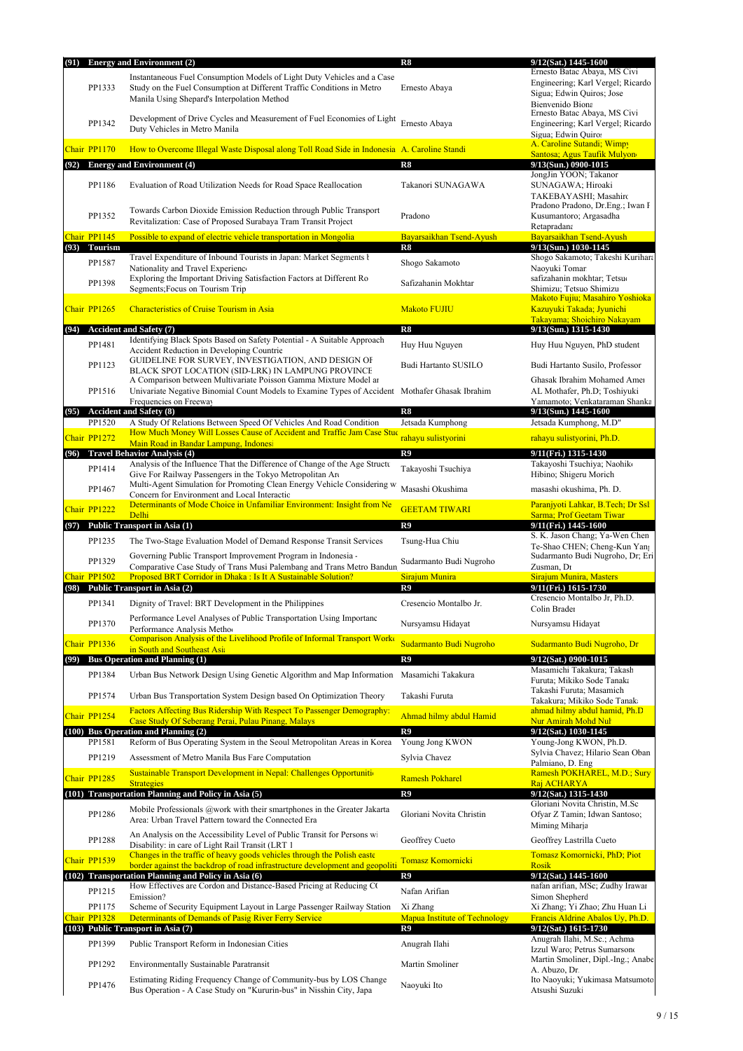| | | | |
|---|---|---|---|
| **(91) Energy and Environment (2)** | | **R8** | **9/12(Sat.) 1445-1600** |
| PP1333 | Instantaneous Fuel Consumption Models of Light Duty Vehicles and a Case Study on the Fuel Consumption at Different Traffic Conditions in Metro Manila Using Shepard's Interpolation Method | Ernesto Abaya | Ernesto Batac Abaya, MS Civi Engineering; Karl Vergel; Ricardo Sigua; Edwin Quiros; Jose Bienvenido Biona |
| PP1342 | Development of Drive Cycles and Measurement of Fuel Economies of Light Duty Vehicles in Metro Manila | Ernesto Abaya | Ernesto Batac Abaya, MS Civi Engineering; Karl Vergel; Ricardo Sigua; Edwin Quiros |
| Chair PP1170 | How to Overcome Illegal Waste Disposal along Toll Road Side in Indonesia | A. Caroline Standi | A. Caroline Sutandi; Wimpy Santosa; Agus Taufik Mulyono |
| **(92) Energy and Environment (4)** | | **R8** | **9/13(Sun.) 0900-1015** |
| PP1186 | Evaluation of Road Utilization Needs for Road Space Reallocation | Takanori SUNAGAWA | JongJin YOON; Takanor SUNAGAWA; Hiroaki TAKEBAYASHI; Masahiro |
| PP1352 | Towards Carbon Dioxide Emission Reduction through Public Transport Revitalization: Case of Proposed Surabaya Tram Transit Project | Pradono | Pradono Pradono, Dr.Eng.; Iwan P Kusumantoro; Argasadha Retapradana |
| Chair PP1145 | Possible to expand of electric vehicle transportation in Mongolia | Bayarsaikhan Tsend-Ayush | Bayarsaikhan Tsend-Ayush |
| **(93) Tourism** | | **R8** | **9/13(Sun.) 1030-1145** |
| PP1587 | Travel Expenditure of Inbound Tourists in Japan: Market Segments b Nationality and Travel Experience | Shogo Sakamoto | Shogo Sakamoto; Takeshi Kurihara Naoyuki Tomar |
| PP1398 | Exploring the Important Driving Satisfaction Factors at Different Ro Segments;Focus on Tourism Trip | Safizahanin Mokhtar | safizahanin mokhtar; Tetsuo Shimizu; Tetsuo Shimizu |
| Chair PP1265 | Characteristics of Cruise Tourism in Asia | Makoto FUJIU | Makoto Fujiu; Masahiro Yoshioka Kazuyuki Takada; Jyunichi Takayama; Shoichiro Nakayam |
| **(94) Accident and Safety (7)** | | **R8** | **9/13(Sun.) 1315-1430** |
| PP1481 | Identifying Black Spots Based on Safety Potential - A Suitable Approach Accident Reduction in Developing Countrie | Huy Huu Nguyen | Huy Huu Nguyen, PhD student |
| PP1123 | GUIDELINE FOR SURVEY, INVESTIGATION, AND DESIGN OF BLACK SPOT LOCATION (SID-LRK) IN LAMPUNG PROVINCE | Budi Hartanto SUSILO | Budi Hartanto Susilo, Professor |
| PP1516 | A Comparison between Multivariate Poisson Gamma Mixture Model an Univariate Negative Binomial Count Models to Examine Types of Accident Frequencies on Freeway | Mothafer Ghasak Ibrahim | Ghasak Ibrahim Mohamed Amer AL Mothafer, Ph.D; Toshiyuki Yamamoto; Venkataraman Shanka |
| **(95) Accident and Safety (8)** | | **R8** | **9/13(Sun.) 1445-1600** |
| PP1520 | A Study Of Relations Between Speed Of Vehicles And Road Condition | Jetsada Kumphong | Jetsada Kumphong, M.D" |
| Chair PP1272 | How Much Money Will Losses Cause of Accident and Traffic Jam Case Stud Main Road in Bandar Lampung, Indonesi | rahayu sulistyorini | rahayu sulistyorini, Ph.D. |
| **(96) Travel Behavior Analysis (4)** | | **R9** | **9/11(Fri.) 1315-1430** |
| PP1414 | Analysis of the Influence That the Difference of Change of the Age Structu Give For Railway Passengers in the Tokyo Metropolitan Are | Takayoshi Tsuchiya | Takayoshi Tsuchiya; Naohiko Hibino; Shigeru Morich |
| PP1467 | Multi-Agent Simulation for Promoting Clean Energy Vehicle Considering w Concern for Environment and Local Interactio | Masashi Okushima | masashi okushima, Ph. D. |
| Chair PP1222 | Determinants of Mode Choice in Unfamiliar Environment: Insight from Ne Delhi | GEETAM TIWARI | Paranjyoti Lahkar, B.Tech; Dr Ssl Sarma; Prof Geetam Tiwar |
| **(97) Public Transport in Asia (1)** | | **R9** | **9/11(Fri.) 1445-1600** |
| PP1235 | The Two-Stage Evaluation Model of Demand Response Transit Services | Tsung-Hua Chiu | S. K. Jason Chang; Ya-Wen Chen Te-Shao CHEN; Cheng-Kun Yang |
| PP1329 | Governing Public Transport Improvement Program in Indonesia - Comparative Case Study of Trans Musi Palembang and Trans Metro Bandun | Sudarmanto Budi Nugroho | Sudarmanto Budi Nugroho, Dr; Eri Zusman, Dr |
| Chair PP1502 | Proposed BRT Corridor in Dhaka : Is It A Sustainable Solution? | Sirajum Munira | Sirajum Munira, Masters |
| **(98) Public Transport in Asia (2)** | | **R9** | **9/11(Fri.) 1615-1730** |
| PP1341 | Dignity of Travel: BRT Development in the Philippines | Cresencio Montalbo Jr. | Cresencio Montalbo Jr, Ph.D. Colin Brader |
| PP1370 | Performance Level Analyses of Public Transportation Using Importanc Performance Analysis Metho | Nursyamsu Hidayat | Nursyamsu Hidayat |
| Chair PP1336 | Comparison Analysis of the Livelihood Profile of Informal Transport Worke in South and Southeast Asi | Sudarmanto Budi Nugroho | Sudarmanto Budi Nugroho, Dr |
| **(99) Bus Operation and Planning (1)** | | **R9** | **9/12(Sat.) 0900-1015** |
| PP1384 | Urban Bus Network Design Using Genetic Algorithm and Map Information | Masamichi Takakura | Masamichi Takakura; Takash Furuta; Mikiko Sode Tanaka |
| PP1574 | Urban Bus Transportation System Design based On Optimization Theory | Takashi Furuta | Takashi Furuta; Masamich Takakura; Mikiko Sode Tanaka |
| Chair PP1254 | Factors Affecting Bus Ridership With Respect To Passenger Demography: Case Study Of Seberang Perai, Pulau Pinang, Malays | Ahmad hilmy abdul Hamid | ahmad hilmy abdul hamid, Ph.D Nur Amirah Mohd Nul |
| **(100) Bus Operation and Planning (2)** | | **R9** | **9/12(Sat.) 1030-1145** |
| PP1581 | Reform of Bus Operating System in the Seoul Metropolitan Areas in Korea | Young Jong KWON | Young-Jong KWON, Ph.D. |
| PP1219 | Assessment of Metro Manila Bus Fare Computation | Sylvia Chavez | Sylvia Chavez; Hilario Sean Oban Palmiano, D. Eng |
| Chair PP1285 | Sustainable Transport Development in Nepal: Challenges Opportunitie Strategies | Ramesh Pokharel | Ramesh POKHAREL, M.D.; Sury Raj ACHARYA |
| **(101) Transportation Planning and Policy in Asia (5)** | | **R9** | **9/12(Sat.) 1315-1430** |
| PP1286 | Mobile Professionals @work with their smartphones in the Greater Jakarta Area: Urban Travel Pattern toward the Connected Era | Gloriani Novita Christin | Gloriani Novita Christin, M.Sc Ofyar Z Tamin; Idwan Santoso; Miming Miharja |
| PP1288 | An Analysis on the Accessibility Level of Public Transit for Persons wi Disability: in care of Light Rail Transit (LRT 1 | Geoffrey Cueto | Geoffrey Lastrilla Cueto |
| Chair PP1539 | Changes in the traffic of heavy goods vehicles through the Polish easte border against the backdrop of road infrastructure development and geopoliti | Tomasz Komornicki | Tomasz Komornicki, PhD; Piot Rosik |
| **(102) Transportation Planning and Policy in Asia (6)** | | **R9** | **9/12(Sat.) 1445-1600** |
| PP1215 | How Effectives are Cordon and Distance-Based Pricing at Reducing CO Emission? | Nafan Arifian | nafan arifian, MSc; Zudhy Irawar Simon Shepherd |
| PP1175 | Scheme of Security Equipment Layout in Large Passenger Railway Station | Xi Zhang | Xi Zhang; Yi Zhao; Zhu Huan Li |
| Chair PP1328 | Determinants of Demands of Pasig River Ferry Service | Mapua Institute of Technology | Francis Aldrine Abalos Uy, Ph.D. |
| **(103) Public Transport in Asia (7)** | | **R9** | **9/12(Sat.) 1615-1730** |
| PP1399 | Public Transport Reform in Indonesian Cities | Anugrah Ilahi | Anugrah Ilahi, M.Sc.; Achma Izzul Waro; Petrus Sumarsono |
| PP1292 | Environmentally Sustainable Paratransit | Martin Smoliner | Martin Smoliner, Dipl.-Ing.; Anabe A. Abuzo, Dr. |
| PP1476 | Estimating Riding Frequency Change of Community-bus by LOS Change Bus Operation - A Case Study on "Kururin-bus" in Nisshin City, Japa | Naoyuki Ito | Ito Naoyuki; Yukimasa Matsumoto Atsushi Suzuki |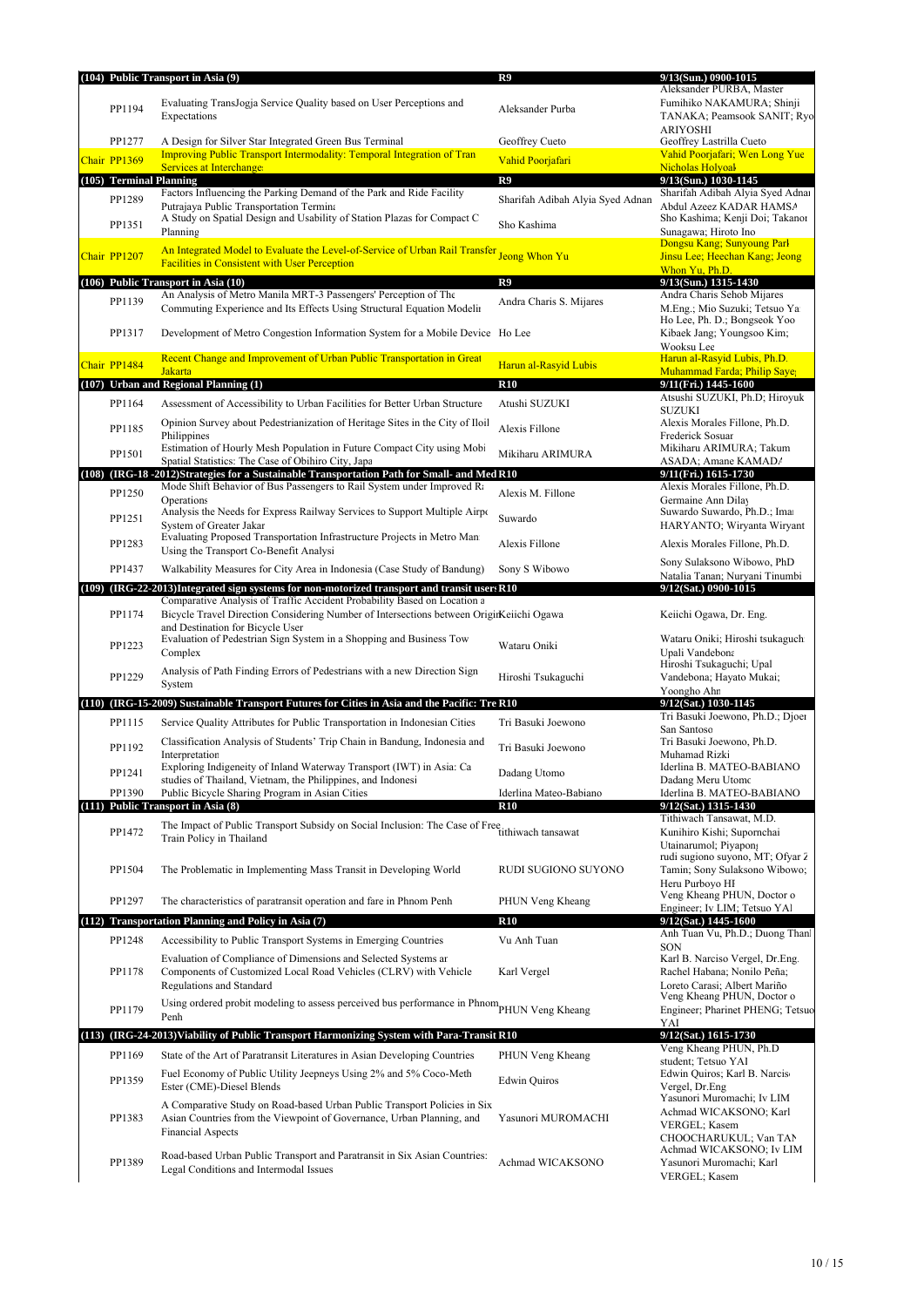| | | | |
|---|---|---|---|
| **(104) Public Transport in Asia (9)** | | **R9** | **9/13(Sun.) 0900-1015** |
| PP1194 | Evaluating TransJogja Service Quality based on User Perceptions and Expectations | Aleksander Purba | Aleksander PURBA, Master Fumihiko NAKAMURA; Shinji TANAKA; Peamsook SANIT; Ryo ARIYOSHI |
| PP1277 | A Design for Silver Star Integrated Green Bus Terminal | Geoffrey Cueto | Geoffrey Lastrilla Cueto |
| Chair PP1369 | Improving Public Transport Intermodality: Temporal Integration of Tran Services at Interchange | Vahid Poorjafari | Vahid Poorjafari; Wen Long Yue Nicholas Holyoak |
| **(105) Terminal Planning** | | **R9** | **9/13(Sun.) 1030-1145** |
| PP1289 | Factors Influencing the Parking Demand of the Park and Ride Facility Putrajaya Public Transportation Termina | Sharifah Adibah Alyia Syed Adnan | Sharifah Adibah Alyia Syed Adnan Abdul Azeez KADAR HAMSA |
| PP1351 | A Study on Spatial Design and Usability of Station Plazas for Compact C Planning | Sho Kashima | Sho Kashima; Kenji Doi; Takanor Sunagawa; Hiroto Ino |
| Chair PP1207 | An Integrated Model to Evaluate the Level-of-Service of Urban Rail Transfer Facilities in Consistent with User Perception | Jeong Whon Yu | Dongsu Kang; Sunyoung Park Jinsu Lee; Heechan Kang; Jeong Whon Yu, Ph.D. |
| **(106) Public Transport in Asia (10)** | | **R9** | **9/13(Sun.) 1315-1430** |
| PP1139 | An Analysis of Metro Manila MRT-3 Passengers' Perception of The Commuting Experience and Its Effects Using Structural Equation Modelin | Andra Charis S. Mijares | Andra Charis Sehob Mijares M.Eng.; Mio Suzuki; Tetsuo Ya |
| PP1317 | Development of Metro Congestion Information System for a Mobile Device | Ho Lee | Ho Lee, Ph. D.; Bongseok Yoo Kibaek Jang; Youngsoo Kim; Wooksu Lee |
| Chair PP1484 | Recent Change and Improvement of Urban Public Transportation in Great Jakarta | Harun al-Rasyid Lubis | Harun al-Rasyid Lubis, Ph.D. Muhammad Farda; Philip Saye |
| **(107) Urban and Regional Planning (1)** | | **R10** | **9/11(Fri.) 1445-1600** |
| PP1164 | Assessment of Accessibility to Urban Facilities for Better Urban Structure | Atushi SUZUKI | Atsushi SUZUKI, Ph.D; Hiroyuk SUZUKI |
| PP1185 | Opinion Survey about Pedestrianization of Heritage Sites in the City of Iloil Philippines | Alexis Fillone | Alexis Morales Fillone, Ph.D. Frederick Sosuar |
| PP1501 | Estimation of Hourly Mesh Population in Future Compact City using Mobi Spatial Statistics: The Case of Obihiro City, Japa | Mikiharu ARIMURA | Mikiharu ARIMURA; Takum ASADA; Amane KAMADA |
| **(108) (IRG-18 -2012)Strategies for a Sustainable Transportation Path for Small- and Med** | | **R10** | **9/11(Fri.) 1615-1730** |
| PP1250 | Mode Shift Behavior of Bus Passengers to Rail System under Improved Ra Operations | Alexis M. Fillone | Alexis Morales Fillone, Ph.D. Germaine Ann Dilay |
| PP1251 | Analysis the Needs for Express Railway Services to Support Multiple Airpo System of Greater Jakar | Suwardo | Suwardo Suwardo, Ph.D.; Imai HARYANTO; Wiryanta Wiryant |
| PP1283 | Evaluating Proposed Transportation Infrastructure Projects in Metro Man Using the Transport Co-Benefit Analysi | Alexis Fillone | Alexis Morales Fillone, Ph.D. |
| PP1437 | Walkability Measures for City Area in Indonesia (Case Study of Bandung) | Sony S Wibowo | Sony Sulaksono Wibowo, PhD Natalia Tanan; Nuryani Tinumbi |
| **(109) (IRG-22-2013)Integrated sign systems for non-motorized transport and transit users** | | **R10** | **9/12(Sat.) 0900-1015** |
| PP1174 | Comparative Analysis of Traffic Accident Probability Based on Location a Bicycle Travel Direction Considering Number of Intersections between Origin and Destination for Bicycle User | Keiichi Ogawa | Keiichi Ogawa, Dr. Eng. |
| PP1223 | Evaluation of Pedestrian Sign System in a Shopping and Business Tow Complex | Wataru Oniki | Wataru Oniki; Hiroshi tsukaguch Upali Vandebona |
| PP1229 | Analysis of Path Finding Errors of Pedestrians with a new Direction Sign System | Hiroshi Tsukaguchi | Hiroshi Tsukaguchi; Upal Vandebona; Hayato Mukai; Yoongho Ahn |
| **(110) (IRG-15-2009) Sustainable Transport Futures for Cities in Asia and the Pacific: Tre** | | **R10** | **9/12(Sat.) 1030-1145** |
| PP1115 | Service Quality Attributes for Public Transportation in Indonesian Cities | Tri Basuki Joewono | Tri Basuki Joewono, Ph.D.; Djoen San Santoso |
| PP1192 | Classification Analysis of Students' Trip Chain in Bandung, Indonesia and Interpretation | Tri Basuki Joewono | Tri Basuki Joewono, Ph.D. Muhamad Rizki |
| PP1241 | Exploring Indigeneity of Inland Waterway Transport (IWT) in Asia: Ca studies of Thailand, Vietnam, the Philippines, and Indonesi | Dadang Utomo | Iderlina B. MATEO-BABIANO Dadang Meru Utomo |
| PP1390 | Public Bicycle Sharing Program in Asian Cities | Iderlina Mateo-Babiano | Iderlina B. MATEO-BABIANO |
| **(111) Public Transport in Asia (8)** | | **R10** | **9/12(Sat.) 1315-1430** |
| PP1472 | The Impact of Public Transport Subsidy on Social Inclusion: The Case of Free Train Policy in Thailand | tithiwach tansawat | Tithiwach Tansawat, M.D. Kunihiro Kishi; Supornchai Utainarumol; Piyapong |
| PP1504 | The Problematic in Implementing Mass Transit in Developing World | RUDI SUGIONO SUYONO | rudi sugiono suyono, MT; Ofyar Z Tamin; Sony Sulaksono Wibowo; Heru Purboyo HP |
| PP1297 | The characteristics of paratransit operation and fare in Phnom Penh | PHUN Veng Kheang | Veng Kheang PHUN, Doctor o Engineer; Iv LIM; Tetsuo YAI |
| **(112) Transportation Planning and Policy in Asia (7)** | | **R10** | **9/12(Sat.) 1445-1600** |
| PP1248 | Accessibility to Public Transport Systems in Emerging Countries | Vu Anh Tuan | Anh Tuan Vu, Ph.D.; Duong Thanl SON |
| PP1178 | Evaluation of Compliance of Dimensions and Selected Systems ar Components of Customized Local Road Vehicles (CLRV) with Vehicle Regulations and Standard | Karl Vergel | Karl B. Narciso Vergel, Dr.Eng. Rachel Habana; Nonilo Peña; Loreto Carasi; Albert Mariño |
| PP1179 | Using ordered probit modeling to assess perceived bus performance in Phnom Penh | PHUN Veng Kheang | Veng Kheang PHUN, Doctor o Engineer; Pharinet PHENG; Tetsuo YAI |
| **(113) (IRG-24-2013)Viability of Public Transport Harmonizing System with Para-Transit** | | **R10** | **9/12(Sat.) 1615-1730** |
| PP1169 | State of the Art of Paratransit Literatures in Asian Developing Countries | PHUN Veng Kheang | Veng Kheang PHUN, Ph.D student; Tetsuo YAI |
| PP1359 | Fuel Economy of Public Utility Jeepneys Using 2% and 5% Coco-Meth Ester (CME)-Diesel Blends | Edwin Quiros | Edwin Quiros; Karl B. Narciso Vergel, Dr.Eng |
| PP1383 | A Comparative Study on Road-based Urban Public Transport Policies in Six Asian Countries from the Viewpoint of Governance, Urban Planning, and Financial Aspects | Yasunori MUROMACHI | Yasunori Muromachi; Iv LIM Achmad WICAKSONO; Karl VERGEL; Kasem CHOOCHARUKUL; Van TAN |
| PP1389 | Road-based Urban Public Transport and Paratransit in Six Asian Countries: Legal Conditions and Intermodal Issues | Achmad WICAKSONO | Achmad WICAKSONO; Iv LIM Yasunori Muromachi; Karl VERGEL; Kasem |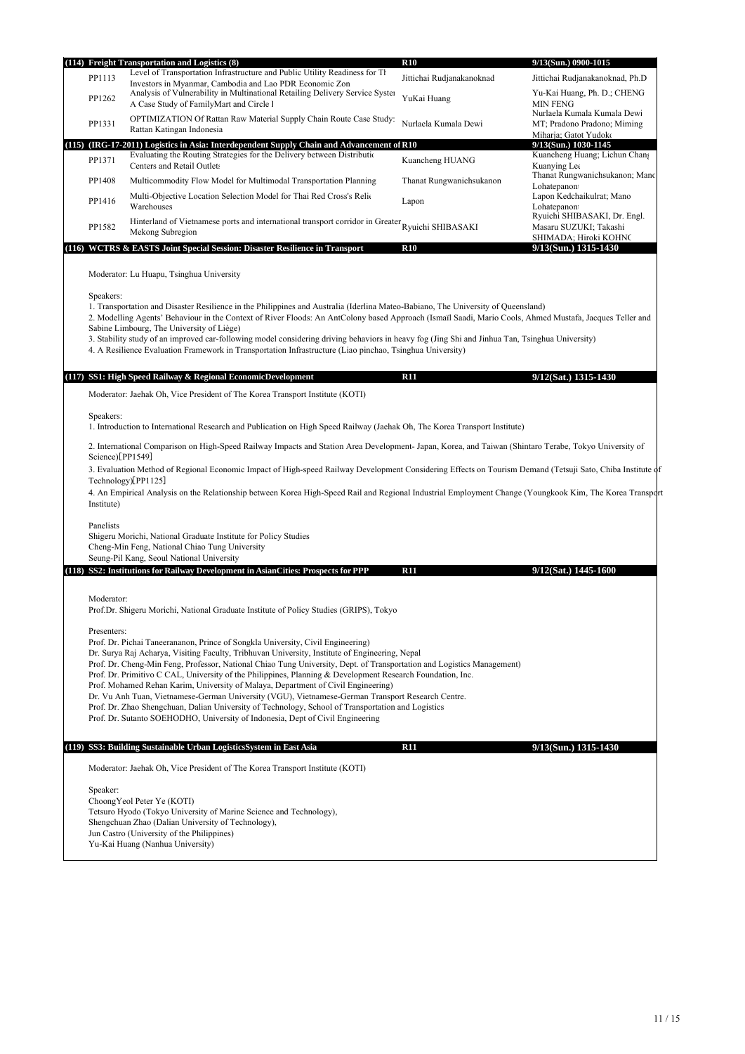| (114) Freight Transportation and Logistics (8) | | R10 | 9/13(Sun.) 0900-1015 |
|---|---|---|---|
| PP1113 | Level of Transportation Infrastructure and Public Utility Readiness for Th Investors in Myanmar, Cambodia and Lao PDR Economic Zon | Jittichai Rudjanakanoknad | Jittichai Rudjanakanoknad, Ph.D |
| PP1262 | Analysis of Vulnerability in Multinational Retailing Delivery Service Systen A Case Study of FamilyMart and Circle l | YuKai Huang | Yu-Kai Huang, Ph. D.; CHENG MIN FENG |
| PP1331 | OPTIMIZATION Of Rattan Raw Material Supply Chain Route Case Study: Rattan Katingan Indonesia | Nurlaela Kumala Dewi | Nurlaela Kumala Kumala Dewi MT; Pradono Pradono; Miming Miharja; Gatot Yudoko |

| (115) (IRG-17-2011) Logistics in Asia: Interdependent Supply Chain and Advancement of | | R10 | 9/13(Sun.) 1030-1145 |
|---|---|---|---|
| PP1371 | Evaluating the Routing Strategies for the Delivery between Distributio Centers and Retail Outlets | Kuancheng HUANG | Kuancheng Huang; Lichun Chang Kuanying Lee |
| PP1408 | Multicommodity Flow Model for Multimodal Transportation Planning | Thanat Rungwanichsukanon | Thanat Rungwanichsukanon; Mano Lohatepanon |
| PP1416 | Multi-Objective Location Selection Model for Thai Red Cross's Relie Warehouses | Lapon | Lapon Kedchaikulrat; Mano Lohatepanon |
| PP1582 | Hinterland of Vietnamese ports and international transport corridor in Greater Mekong Subregion | Ryuichi SHIBASAKI | Ryuichi SHIBASAKI, Dr. Engl. Masaru SUZUKI; Takashi SHIMADA; Hiroki KOHNO |

**(116) WCTRS & EASTS Joint Special Session: Disaster Resilience in Transport** — R10 — 9/13(Sun.) 1315-1430

Moderator: Lu Huapu, Tsinghua University

Speakers:

1. Transportation and Disaster Resilience in the Philippines and Australia (Iderlina Mateo-Babiano, The University of Queensland)
2. Modelling Agents' Behaviour in the Context of River Floods: An AntColony based Approach (Ismaïl Saadi, Mario Cools, Ahmed Mustafa, Jacques Teller and Sabine Limbourg, The University of Liège)
3. Stability study of an improved car-following model considering driving behaviors in heavy fog (Jing Shi and Jinhua Tan, Tsinghua University)
4. A Resilience Evaluation Framework in Transportation Infrastructure (Liao pinchao, Tsinghua University)

**(117) SS1: High Speed Railway & Regional EconomicDevelopment** — R11 — 9/12(Sat.) 1315-1430

Moderator: Jaehak Oh, Vice President of The Korea Transport Institute (KOTI)

Speakers:

1. Introduction to International Research and Publication on High Speed Railway (Jaehak Oh, The Korea Transport Institute)
2. International Comparison on High-Speed Railway Impacts and Station Area Development- Japan, Korea, and Taiwan (Shintaro Terabe, Tokyo University of Science)[PP1549]
3. Evaluation Method of Regional Economic Impact of High-speed Railway Development Considering Effects on Tourism Demand (Tetsuji Sato, Chiba Institute of Technology)[PP1125]
4. An Empirical Analysis on the Relationship between Korea High-Speed Rail and Regional Industrial Employment Change (Youngkook Kim, The Korea Transport Institute)

Panelists

Shigeru Morichi, National Graduate Institute for Policy Studies
Cheng-Min Feng, National Chiao Tung University
Seung-Pil Kang, Seoul National University

**(118) SS2: Institutions for Railway Development in AsianCities: Prospects for PPP** — R11 — 9/12(Sat.) 1445-1600

Moderator:

Prof.Dr. Shigeru Morichi, National Graduate Institute of Policy Studies (GRIPS), Tokyo

Presenters:

Prof. Dr. Pichai Taneerananon, Prince of Songkla University, Civil Engineering)
Dr. Surya Raj Acharya, Visiting Faculty, Tribhuvan University, Institute of Engineering, Nepal
Prof. Dr. Cheng-Min Feng, Professor, National Chiao Tung University, Dept. of Transportation and Logistics Management)
Prof. Dr. Primitivo C CAL, University of the Philippines, Planning & Development Research Foundation, Inc.
Prof. Mohamed Rehan Karim, University of Malaya, Department of Civil Engineering)
Dr. Vu Anh Tuan, Vietnamese-German University (VGU), Vietnamese-German Transport Research Centre.
Prof. Dr. Zhao Shengchuan, Dalian University of Technology, School of Transportation and Logistics
Prof. Dr. Sutanto SOEHODHO, University of Indonesia, Dept of Civil Engineering

**(119) SS3: Building Sustainable Urban LogisticsSystem in East Asia** — R11 — 9/13(Sun.) 1315-1430

Moderator: Jaehak Oh, Vice President of The Korea Transport Institute (KOTI)

Speaker:

ChoongYeol Peter Ye (KOTI)
Tetsuro Hyodo (Tokyo University of Marine Science and Technology),
Shengchuan Zhao (Dalian University of Technology),
Jun Castro (University of the Philippines)
Yu-Kai Huang (Nanhua University)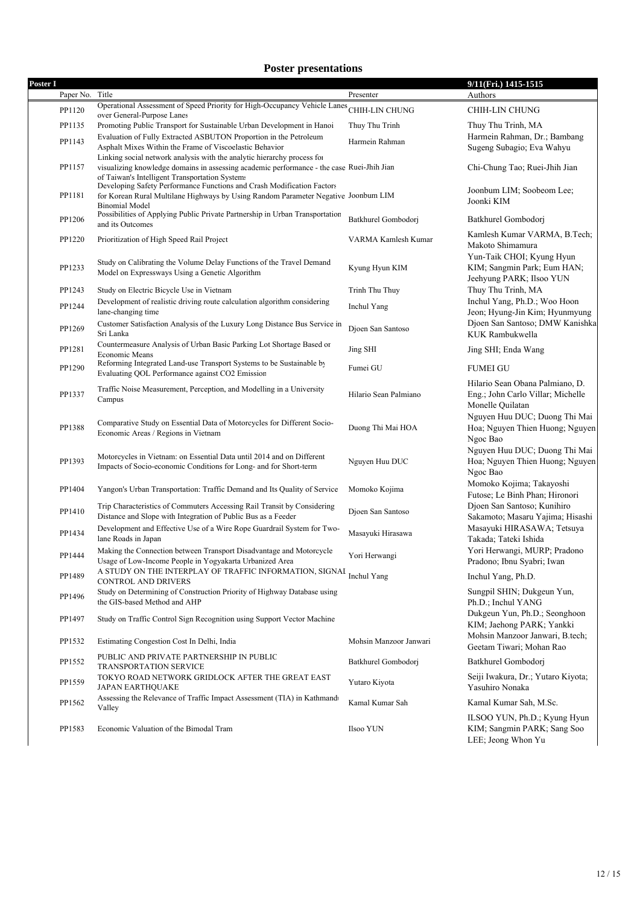# Poster presentations

**Poster I** — **9/11(Fri.) 1415-1515**

| Paper No. | Title | Presenter | Authors |
|---|---|---|---|
| PP1120 | Operational Assessment of Speed Priority for High-Occupancy Vehicle Lanes over General-Purpose Lanes | CHIH-LIN CHUNG | CHIH-LIN CHUNG |
| PP1135 | Promoting Public Transport for Sustainable Urban Development in Hanoi | Thuy Thu Trinh | Thuy Thu Trinh, MA |
| PP1143 | Evaluation of Fully Extracted ASBUTON Proportion in the Petroleum Asphalt Mixes Within the Frame of Viscoelastic Behavior | Harmein Rahman | Harmein Rahman, Dr.; Bambang Sugeng Subagio; Eva Wahyu |
| PP1157 | Linking social network analysis with the analytic hierarchy process for visualizing knowledge domains in assessing academic performance - the case of Taiwan's Intelligent Transportation Systems | Ruei-Jhih Jian | Chi-Chung Tao; Ruei-Jhih Jian |
| PP1181 | Developing Safety Performance Functions and Crash Modification Factors for Korean Rural Multilane Highways by Using Random Parameter Negative Binomial Model | Joonbum LIM | Joonbum LIM; Soobeom Lee; Joonki KIM |
| PP1206 | Possibilities of Applying Public Private Partnership in Urban Transportation and its Outcomes | Batkhurel Gombodorj | Batkhurel Gombodorj |
| PP1220 | Prioritization of High Speed Rail Project | VARMA Kamlesh Kumar | Kamlesh Kumar VARMA, B.Tech; Makoto Shimamura |
| PP1233 | Study on Calibrating the Volume Delay Functions of the Travel Demand Model on Expressways Using a Genetic Algorithm | Kyung Hyun KIM | Yun-Taik CHOI; Kyung Hyun KIM; Sangmin Park; Eum HAN; Jeehyung PARK; Ilsoo YUN |
| PP1243 | Study on Electric Bicycle Use in Vietnam | Trinh Thu Thuy | Thuy Thu Trinh, MA |
| PP1244 | Development of realistic driving route calculation algorithm considering lane-changing time | Inchul Yang | Inchul Yang, Ph.D.; Woo Hoon Jeon; Hyung-Jin Kim; Hyunmyung |
| PP1269 | Customer Satisfaction Analysis of the Luxury Long Distance Bus Service in Sri Lanka | Djoen San Santoso | Djoen San Santoso; DMW Kanishka KUK Rambukwella |
| PP1281 | Countermeasure Analysis of Urban Basic Parking Lot Shortage Based on Economic Means | Jing SHI | Jing SHI; Enda Wang |
| PP1290 | Reforming Integrated Land-use Transport Systems to be Sustainable by Evaluating QOL Performance against CO2 Emission | Fumei GU | FUMEI GU |
| PP1337 | Traffic Noise Measurement, Perception, and Modelling in a University Campus | Hilario Sean Palmiano | Hilario Sean Obana Palmiano, D. Eng.; John Carlo Villar; Michelle Monelle Quilatan |
| PP1388 | Comparative Study on Essential Data of Motorcycles for Different Socio-Economic Areas / Regions in Vietnam | Duong Thi Mai HOA | Nguyen Huu DUC; Duong Thi Mai Hoa; Nguyen Thien Huong; Nguyen Ngoc Bao |
| PP1393 | Motorcycles in Vietnam: on Essential Data until 2014 and on Different Impacts of Socio-economic Conditions for Long- and for Short-term | Nguyen Huu DUC | Nguyen Huu DUC; Duong Thi Mai Hoa; Nguyen Thien Huong; Nguyen Ngoc Bao |
| PP1404 | Yangon's Urban Transportation: Traffic Demand and Its Quality of Service | Momoko Kojima | Momoko Kojima; Takayoshi Futose; Le Binh Phan; Hironori |
| PP1410 | Trip Characteristics of Commuters Accessing Rail Transit by Considering Distance and Slope with Integration of Public Bus as a Feeder | Djoen San Santoso | Djoen San Santoso; Kunihiro Sakamoto; Masaru Yajima; Hisashi |
| PP1434 | Development and Effective Use of a Wire Rope Guardrail System for Two-lane Roads in Japan | Masayuki Hirasawa | Masayuki HIRASAWA; Tetsuya Takada; Tateki Ishida |
| PP1444 | Making the Connection between Transport Disadvantage and Motorcycle Usage of Low-Income People in Yogyakarta Urbanized Area | Yori Herwangi | Yori Herwangi, MURP; Pradono Pradono; Ibnu Syabri; Iwan |
| PP1489 | A STUDY ON THE INTERPLAY OF TRAFFIC INFORMATION, SIGNAL CONTROL AND DRIVERS | Inchul Yang | Inchul Yang, Ph.D. |
| PP1496 | Study on Determining of Construction Priority of Highway Database using the GIS-based Method and AHP | | Sungpil SHIN; Dukgeun Yun, Ph.D.; Inchul YANG |
| PP1497 | Study on Traffic Control Sign Recognition using Support Vector Machine | | Dukgeun Yun, Ph.D.; Seonghoon KIM; Jaehong PARK; Yankki |
| PP1532 | Estimating Congestion Cost In Delhi, India | Mohsin Manzoor Janwari | Mohsin Manzoor Janwari, B.tech; Geetam Tiwari; Mohan Rao |
| PP1552 | PUBLIC AND PRIVATE PARTNERSHIP IN PUBLIC TRANSPORTATION SERVICE | Batkhurel Gombodorj | Batkhurel Gombodorj |
| PP1559 | TOKYO ROAD NETWORK GRIDLOCK AFTER THE GREAT EAST JAPAN EARTHQUAKE | Yutaro Kiyota | Seiji Iwakura, Dr.; Yutaro Kiyota; Yasuhiro Nonaka |
| PP1562 | Assessing the Relevance of Traffic Impact Assessment (TIA) in Kathmandu Valley | Kamal Kumar Sah | Kamal Kumar Sah, M.Sc. |
| PP1583 | Economic Valuation of the Bimodal Tram | Ilsoo YUN | ILSOO YUN, Ph.D.; Kyung Hyun KIM; Sangmin PARK; Sang Soo LEE; Jeong Whon Yu |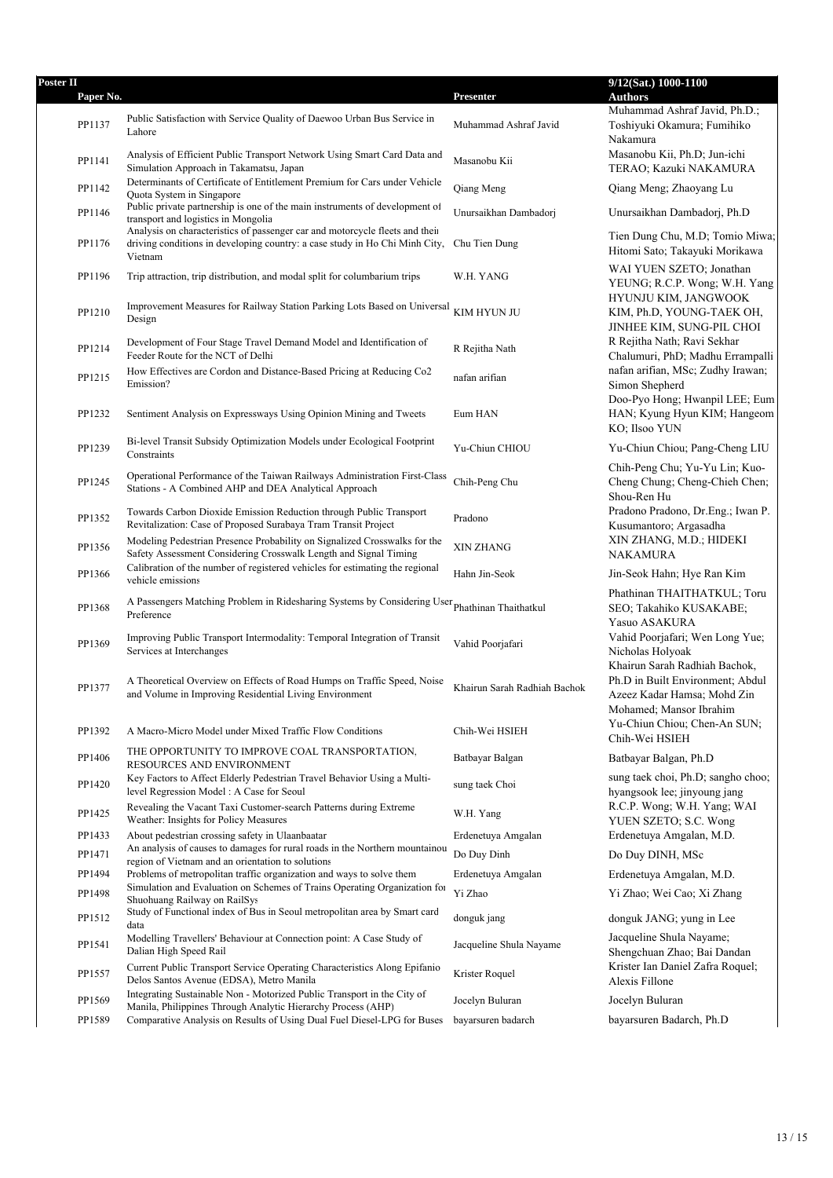**Poster II** — 9/12(Sat.) 1000-1100

| Paper No. | | Presenter | Authors |
|---|---|---|---|
| PP1137 | Public Satisfaction with Service Quality of Daewoo Urban Bus Service in Lahore | Muhammad Ashraf Javid | Muhammad Ashraf Javid, Ph.D.; Toshiyuki Okamura; Fumihiko Nakamura |
| PP1141 | Analysis of Efficient Public Transport Network Using Smart Card Data and Simulation Approach in Takamatsu, Japan | Masanobu Kii | Masanobu Kii, Ph.D; Jun-ichi TERAO; Kazuki NAKAMURA |
| PP1142 | Determinants of Certificate of Entitlement Premium for Cars under Vehicle Quota System in Singapore | Qiang Meng | Qiang Meng; Zhaoyang Lu |
| PP1146 | Public private partnership is one of the main instruments of development of transport and logistics in Mongolia | Unursaikhan Dambadorj | Unursaikhan Dambadorj, Ph.D |
| PP1176 | Analysis on characteristics of passenger car and motorcycle fleets and their driving conditions in developing country: a case study in Ho Chi Minh City, Vietnam | Chu Tien Dung | Tien Dung Chu, M.D; Tomio Miwa; Hitomi Sato; Takayuki Morikawa |
| PP1196 | Trip attraction, trip distribution, and modal split for columbarium trips | W.H. YANG | WAI YUEN SZETO; Jonathan YEUNG; R.C.P. Wong; W.H. Yang |
| PP1210 | Improvement Measures for Railway Station Parking Lots Based on Universal Design | KIM HYUN JU | HYUNJU KIM, JANGWOOK KIM, Ph.D, YOUNG-TAEK OH, JINHEE KIM, SUNG-PIL CHOI |
| PP1214 | Development of Four Stage Travel Demand Model and Identification of Feeder Route for the NCT of Delhi | R Rejitha Nath | R Rejitha Nath; Ravi Sekhar Chalumuri, PhD; Madhu Errampalli |
| PP1215 | How Effectives are Cordon and Distance-Based Pricing at Reducing Co2 Emission? | nafan arifian | nafan arifian, MSc; Zudhy Irawan; Simon Shepherd |
| PP1232 | Sentiment Analysis on Expressways Using Opinion Mining and Tweets | Eum HAN | Doo-Pyo Hong; Hwanpil LEE; Eum HAN; Kyung Hyun KIM; Hangeom KO; Ilsoo YUN |
| PP1239 | Bi-level Transit Subsidy Optimization Models under Ecological Footprint Constraints | Yu-Chiun CHIOU | Yu-Chiun Chiou; Pang-Cheng LIU |
| PP1245 | Operational Performance of the Taiwan Railways Administration First-Class Stations - A Combined AHP and DEA Analytical Approach | Chih-Peng Chu | Chih-Peng Chu; Yu-Yu Lin; Kuo-Cheng Chung; Cheng-Chieh Chen; Shou-Ren Hu |
| PP1352 | Towards Carbon Dioxide Emission Reduction through Public Transport Revitalization: Case of Proposed Surabaya Tram Transit Project | Pradono | Pradono Pradono, Dr.Eng.; Iwan P. Kusumantoro; Argasadha |
| PP1356 | Modeling Pedestrian Presence Probability on Signalized Crosswalks for the Safety Assessment Considering Crosswalk Length and Signal Timing | XIN ZHANG | XIN ZHANG, M.D.; HIDEKI NAKAMURA |
| PP1366 | Calibration of the number of registered vehicles for estimating the regional vehicle emissions | Hahn Jin-Seok | Jin-Seok Hahn; Hye Ran Kim |
| PP1368 | A Passengers Matching Problem in Ridesharing Systems by Considering User Preference | Phathinan Thaithatkul | Phathinan THAITHATKUL; Toru SEO; Takahiko KUSAKABE; Yasuo ASAKURA |
| PP1369 | Improving Public Transport Intermodality: Temporal Integration of Transit Services at Interchanges | Vahid Poorjafari | Vahid Poorjafari; Wen Long Yue; Nicholas Holyoak |
| PP1377 | A Theoretical Overview on Effects of Road Humps on Traffic Speed, Noise and Volume in Improving Residential Living Environment | Khairun Sarah Radhiah Bachok | Khairun Sarah Radhiah Bachok, Ph.D in Built Environment; Abdul Azeez Kadar Hamsa; Mohd Zin Mohamed; Mansor Ibrahim |
| PP1392 | A Macro-Micro Model under Mixed Traffic Flow Conditions | Chih-Wei HSIEH | Yu-Chiun Chiou; Chen-An SUN; Chih-Wei HSIEH |
| PP1406 | THE OPPORTUNITY TO IMPROVE COAL TRANSPORTATION, RESOURCES AND ENVIRONMENT | Batbayar Balgan | Batbayar Balgan, Ph.D |
| PP1420 | Key Factors to Affect Elderly Pedestrian Travel Behavior Using a Multi-level Regression Model : A Case for Seoul | sung taek Choi | sung taek choi, Ph.D; sangho choo; hyangsook lee; jinyoung jang |
| PP1425 | Revealing the Vacant Taxi Customer-search Patterns during Extreme Weather: Insights for Policy Measures | W.H. Yang | R.C.P. Wong; W.H. Yang; WAI YUEN SZETO; S.C. Wong |
| PP1433 | About pedestrian crossing safety in Ulaanbaatar | Erdenetuya Amgalan | Erdenetuya Amgalan, M.D. |
| PP1471 | An analysis of causes to damages for rural roads in the Northern mountainous region of Vietnam and an orientation to solutions | Do Duy Dinh | Do Duy DINH, MSc |
| PP1494 | Problems of metropolitan traffic organization and ways to solve them | Erdenetuya Amgalan | Erdenetuya Amgalan, M.D. |
| PP1498 | Simulation and Evaluation on Schemes of Trains Operating Organization for Shuohuang Railway on RailSys | Yi Zhao | Yi Zhao; Wei Cao; Xi Zhang |
| PP1512 | Study of Functional index of Bus in Seoul metropolitan area by Smart card data | donguk jang | donguk JANG; yung in Lee |
| PP1541 | Modelling Travellers' Behaviour at Connection point: A Case Study of Dalian High Speed Rail | Jacqueline Shula Nayame | Jacqueline Shula Nayame; Shengchuan Zhao; Bai Dandan |
| PP1557 | Current Public Transport Service Operating Characteristics Along Epifanio Delos Santos Avenue (EDSA), Metro Manila | Krister Roquel | Krister Ian Daniel Zafra Roquel; Alexis Fillone |
| PP1569 | Integrating Sustainable Non - Motorized Public Transport in the City of Manila, Philippines Through Analytic Hierarchy Process (AHP) | Jocelyn Buluran | Jocelyn Buluran |
| PP1589 | Comparative Analysis on Results of Using Dual Fuel Diesel-LPG for Buses | bayarsuren badarch | bayarsuren Badarch, Ph.D |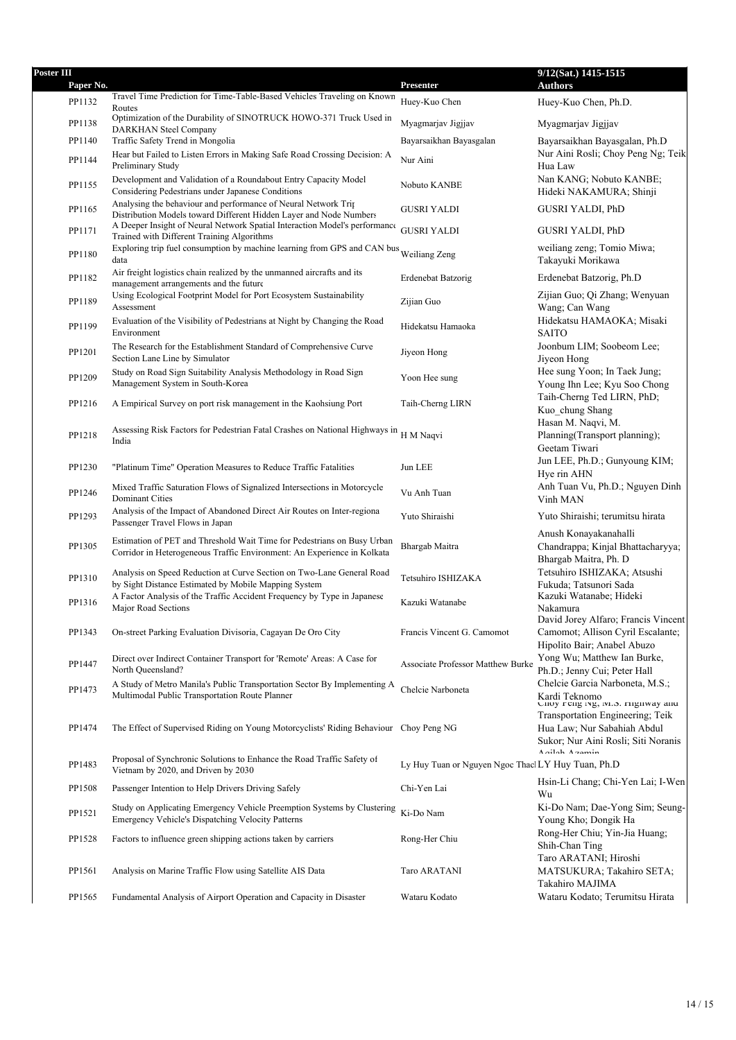**Poster III** — 9/12(Sat.) 1415-1515

| Paper No. | | Presenter | Authors |
|---|---|---|---|
| PP1132 | Travel Time Prediction for Time-Table-Based Vehicles Traveling on Known Routes | Huey-Kuo Chen | Huey-Kuo Chen, Ph.D. |
| PP1138 | Optimization of the Durability of SINOTRUCK HOWO-371 Truck Used in DARKHAN Steel Company | Myagmarjav Jigjjav | Myagmarjav Jigjjav |
| PP1140 | Traffic Safety Trend in Mongolia | Bayarsaikhan Bayasgalan | Bayarsaikhan Bayasgalan, Ph.D |
| PP1144 | Hear but Failed to Listen Errors in Making Safe Road Crossing Decision: A Preliminary Study | Nur Aini | Nur Aini Rosli; Choy Peng Ng; Teik Hua Law |
| PP1155 | Development and Validation of a Roundabout Entry Capacity Model Considering Pedestrians under Japanese Conditions | Nobuto KANBE | Nan KANG; Nobuto KANBE; Hideki NAKAMURA; Shinji |
| PP1165 | Analysing the behaviour and performance of Neural Network Trip Distribution Models toward Different Hidden Layer and Node Numbers | GUSRI YALDI | GUSRI YALDI, PhD |
| PP1171 | A Deeper Insight of Neural Network Spatial Interaction Model's performance Trained with Different Training Algorithms | GUSRI YALDI | GUSRI YALDI, PhD |
| PP1180 | Exploring trip fuel consumption by machine learning from GPS and CAN bus data | Weiliang Zeng | weiliang zeng; Tomio Miwa; Takayuki Morikawa |
| PP1182 | Air freight logistics chain realized by the unmanned aircrafts and its management arrangements and the future | Erdenebat Batzorig | Erdenebat Batzorig, Ph.D |
| PP1189 | Using Ecological Footprint Model for Port Ecosystem Sustainability Assessment | Zijian Guo | Zijian Guo; Qi Zhang; Wenyuan Wang; Can Wang |
| PP1199 | Evaluation of the Visibility of Pedestrians at Night by Changing the Road Environment | Hidekatsu Hamaoka | Hidekatsu HAMAOKA; Misaki SAITO |
| PP1201 | The Research for the Establishment Standard of Comprehensive Curve Section Lane Line by Simulator | Jiyeon Hong | Joonbum LIM; Soobeom Lee; Jiyeon Hong |
| PP1209 | Study on Road Sign Suitability Analysis Methodology in Road Sign Management System in South-Korea | Yoon Hee sung | Hee sung Yoon; In Taek Jung; Young Ihn Lee; Kyu Soo Chong |
| PP1216 | A Empirical Survey on port risk management in the Kaohsiung Port | Taih-Cherng LIRN | Taih-Cherng Ted LIRN, PhD; Kuo_chung Shang |
| PP1218 | Assessing Risk Factors for Pedestrian Fatal Crashes on National Highways in India | H M Naqvi | Hasan M. Naqvi, M. Planning(Transport planning); Geetam Tiwari |
| PP1230 | "Platinum Time" Operation Measures to Reduce Traffic Fatalities | Jun LEE | Jun LEE, Ph.D.; Gunyoung KIM; Hye rin AHN |
| PP1246 | Mixed Traffic Saturation Flows of Signalized Intersections in Motorcycle Dominant Cities | Vu Anh Tuan | Anh Tuan Vu, Ph.D.; Nguyen Dinh Vinh MAN |
| PP1293 | Analysis of the Impact of Abandoned Direct Air Routes on Inter-regional Passenger Travel Flows in Japan | Yuto Shiraishi | Yuto Shiraishi; terumitsu hirata |
| PP1305 | Estimation of PET and Threshold Wait Time for Pedestrians on Busy Urban Corridor in Heterogeneous Traffic Environment: An Experience in Kolkata | Bhargab Maitra | Anush Konayakanahalli Chandrappa; Kinjal Bhattacharyya; Bhargab Maitra, Ph. D |
| PP1310 | Analysis on Speed Reduction at Curve Section on Two-Lane General Road by Sight Distance Estimated by Mobile Mapping System | Tetsuhiro ISHIZAKA | Tetsuhiro ISHIZAKA; Atsushi Fukuda; Tatsunori Sada |
| PP1316 | A Factor Analysis of the Traffic Accident Frequency by Type in Japanese Major Road Sections | Kazuki Watanabe | Kazuki Watanabe; Hideki Nakamura |
| PP1343 | On-street Parking Evaluation Divisoria, Cagayan De Oro City | Francis Vincent G. Camomot | David Jorey Alfaro; Francis Vincent Camomot; Allison Cyril Escalante; Hipolito Bair; Anabel Abuzo |
| PP1447 | Direct over Indirect Container Transport for 'Remote' Areas: A Case for North Queensland? | Associate Professor Matthew Burke | Yong Wu; Matthew Ian Burke, Ph.D.; Jenny Cui; Peter Hall |
| PP1473 | A Study of Metro Manila's Public Transportation Sector By Implementing A Multimodal Public Transportation Route Planner | Chelcie Narboneta | Chelcie Garcia Narboneta, M.S.; Kardi Teknomo |
| PP1474 | The Effect of Supervised Riding on Young Motorcyclists' Riding Behaviour | Choy Peng NG | Choy Peng Ng, M.S. Highway and Transportation Engineering; Teik Hua Law; Nur Sabahiah Abdul Sukor; Nur Aini Rosli; Siti Noranis Aqilah Azamin |
| PP1483 | Proposal of Synchronic Solutions to Enhance the Road Traffic Safety of Vietnam by 2020, and Driven by 2030 | Ly Huy Tuan or Nguyen Ngoc Thach | LY Huy Tuan, Ph.D |
| PP1508 | Passenger Intention to Help Drivers Driving Safely | Chi-Yen Lai | Hsin-Li Chang; Chi-Yen Lai; I-Wen Wu |
| PP1521 | Study on Applicating Emergency Vehicle Preemption Systems by Clustering Emergency Vehicle's Dispatching Velocity Patterns | Ki-Do Nam | Ki-Do Nam; Dae-Yong Sim; Seung-Young Kho; Dongik Ha |
| PP1528 | Factors to influence green shipping actions taken by carriers | Rong-Her Chiu | Rong-Her Chiu; Yin-Jia Huang; Shih-Chan Ting |
| PP1561 | Analysis on Marine Traffic Flow using Satellite AIS Data | Taro ARATANI | Taro ARATANI; Hiroshi MATSUKURA; Takahiro SETA; Takahiro MAJIMA |
| PP1565 | Fundamental Analysis of Airport Operation and Capacity in Disaster | Wataru Kodato | Wataru Kodato; Terumitsu Hirata |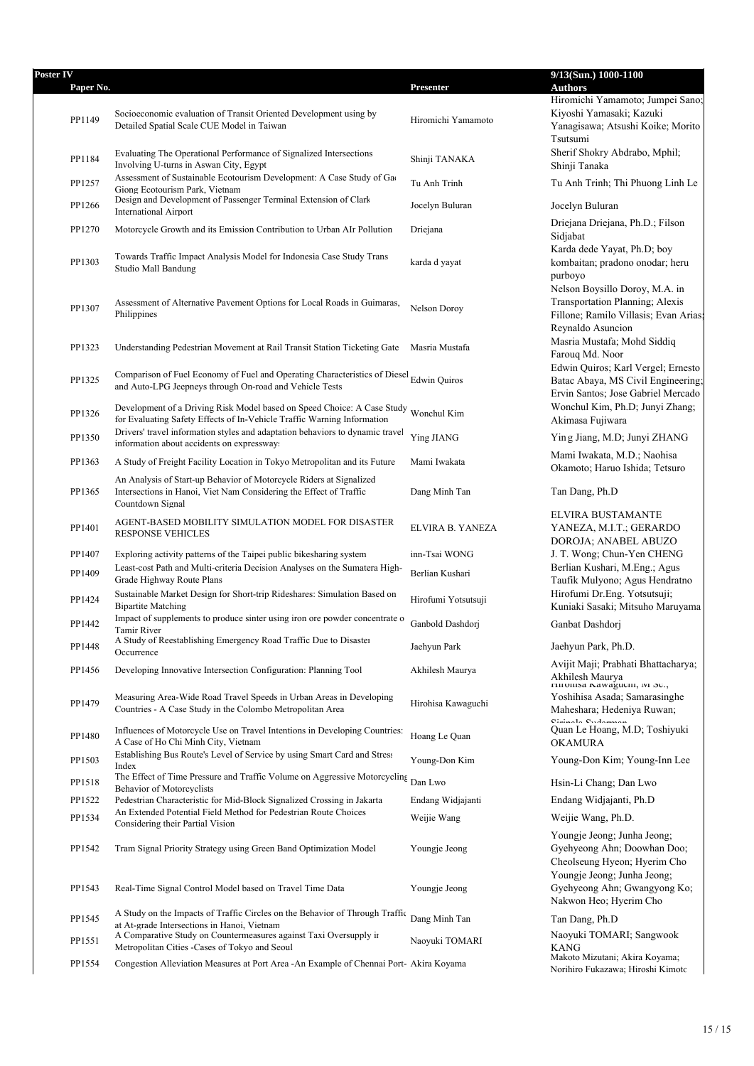**Poster IV** 9/13(Sun.) 1000-1100

| Paper No. | | Presenter | Authors |
|---|---|---|---|
| PP1149 | Socioeconomic evaluation of Transit Oriented Development using by Detailed Spatial Scale CUE Model in Taiwan | Hiromichi Yamamoto | Hiromichi Yamamoto; Jumpei Sano; Kiyoshi Yamasaki; Kazuki Yanagisawa; Atsushi Koike; Morito Tsutsumi |
| PP1184 | Evaluating The Operational Performance of Signalized Intersections Involving U-turns in Aswan City, Egypt | Shinji TANAKA | Sherif Shokry Abdrabo, Mphil; Shinji Tanaka |
| PP1257 | Assessment of Sustainable Ecotourism Development: A Case Study of Gai Giong Ecotourism Park, Vietnam | Tu Anh Trinh | Tu Anh Trinh; Thi Phuong Linh Le |
| PP1266 | Design and Development of Passenger Terminal Extension of Clark International Airport | Jocelyn Buluran | Jocelyn Buluran |
| PP1270 | Motorcycle Growth and its Emission Contribution to Urban AIr Pollution | Driejana | Driejana Driejana, Ph.D.; Filson Sidjabat |
| PP1303 | Towards Traffic Impact Analysis Model for Indonesia Case Study Trans Studio Mall Bandung | karda d yayat | Karda dede Yayat, Ph.D; boy kombaitan; pradono onodar; heru purboyo |
| PP1307 | Assessment of Alternative Pavement Options for Local Roads in Guimaras, Philippines | Nelson Doroy | Nelson Boysillo Doroy, M.A. in Transportation Planning; Alexis Fillone; Ramilo Villasis; Evan Arias; Reynaldo Asuncion |
| PP1323 | Understanding Pedestrian Movement at Rail Transit Station Ticketing Gate | Masria Mustafa | Masria Mustafa; Mohd Siddiq Farouq Md. Noor |
| PP1325 | Comparison of Fuel Economy of Fuel and Operating Characteristics of Diesel and Auto-LPG Jeepneys through On-road and Vehicle Tests | Edwin Quiros | Edwin Quiros; Karl Vergel; Ernesto Batac Abaya, MS Civil Engineering; Ervin Santos; Jose Gabriel Mercado |
| PP1326 | Development of a Driving Risk Model based on Speed Choice: A Case Study for Evaluating Safety Effects of In-Vehicle Traffic Warning Information | Wonchul Kim | Wonchul Kim, Ph.D; Junyi Zhang; Akimasa Fujiwara |
| PP1350 | Drivers' travel information styles and adaptation behaviors to dynamic travel information about accidents on expressways | Ying JIANG | Ying Jiang, M.D; Junyi ZHANG |
| PP1363 | A Study of Freight Facility Location in Tokyo Metropolitan and its Future | Mami Iwakata | Mami Iwakata, M.D.; Naohisa Okamoto; Haruo Ishida; Tetsuro |
| PP1365 | An Analysis of Start-up Behavior of Motorcycle Riders at Signalized Intersections in Hanoi, Viet Nam Considering the Effect of Traffic Countdown Signal | Dang Minh Tan | Tan Dang, Ph.D |
| PP1401 | AGENT-BASED MOBILITY SIMULATION MODEL FOR DISASTER RESPONSE VEHICLES | ELVIRA B. YANEZA | ELVIRA BUSTAMANTE YANEZA, M.I.T.; GERARDO DOROJA; ANABEL ABUZO |
| PP1407 | Exploring activity patterns of the Taipei public bikesharing system | inn-Tsai WONG | J. T. Wong; Chun-Yen CHENG |
| PP1409 | Least-cost Path and Multi-criteria Decision Analyses on the Sumatera High-Grade Highway Route Plans | Berlian Kushari | Berlian Kushari, M.Eng.; Agus Taufik Mulyono; Agus Hendratno |
| PP1424 | Sustainable Market Design for Short-trip Rideshares: Simulation Based on Bipartite Matching | Hirofumi Yotsutsuji | Hirofumi Dr.Eng. Yotsutsuji; Kuniaki Sasaki; Mitsuho Maruyama |
| PP1442 | Impact of supplements to produce sinter using iron ore powder concentrate o Tamir River | Ganbold Dashdorj | Ganbat Dashdorj |
| PP1448 | A Study of Reestablishing Emergency Road Traffic Due to Disaster Occurrence | Jaehyun Park | Jaehyun Park, Ph.D. |
| PP1456 | Developing Innovative Intersection Configuration: Planning Tool | Akhilesh Maurya | Avijit Maji; Prabhati Bhattacharya; Akhilesh Maurya |
| PP1479 | Measuring Area-Wide Road Travel Speeds in Urban Areas in Developing Countries - A Case Study in the Colombo Metropolitan Area | Hirohisa Kawaguchi | Hirohisa Kawaguchi, M Sc.; Yoshihisa Asada; Samarasinghe Maheshara; Hedeniya Ruwan; Sirinala Sudarman |
| PP1480 | Influences of Motorcycle Use on Travel Intentions in Developing Countries: A Case of Ho Chi Minh City, Vietnam | Hoang Le Quan | Quan Le Hoang, M.D; Toshiyuki OKAMURA |
| PP1503 | Establishing Bus Route's Level of Service by using Smart Card and Stress Index | Young-Don Kim | Young-Don Kim; Young-Inn Lee |
| PP1518 | The Effect of Time Pressure and Traffic Volume on Aggressive Motorcycling Behavior of Motorcyclists | Dan Lwo | Hsin-Li Chang; Dan Lwo |
| PP1522 | Pedestrian Characteristic for Mid-Block Signalized Crossing in Jakarta | Endang Widjajanti | Endang Widjajanti, Ph.D |
| PP1534 | An Extended Potential Field Method for Pedestrian Route Choices Considering their Partial Vision | Weijie Wang | Weijie Wang, Ph.D. |
| PP1542 | Tram Signal Priority Strategy using Green Band Optimization Model | Youngje Jeong | Youngje Jeong; Junha Jeong; Gyehyeong Ahn; Doowhan Doo; Cheolseung Hyeon; Hyerim Cho |
| PP1543 | Real-Time Signal Control Model based on Travel Time Data | Youngje Jeong | Youngje Jeong; Junha Jeong; Gyehyeong Ahn; Gwangyong Ko; Nakwon Heo; Hyerim Cho |
| PP1545 | A Study on the Impacts of Traffic Circles on the Behavior of Through Traffic at At-grade Intersections in Hanoi, Vietnam | Dang Minh Tan | Tan Dang, Ph.D |
| PP1551 | A Comparative Study on Countermeasures against Taxi Oversupply in Metropolitan Cities -Cases of Tokyo and Seoul | Naoyuki TOMARI | Naoyuki TOMARI; Sangwook KANG |
| PP1554 | Congestion Alleviation Measures at Port Area -An Example of Chennai Port- | Akira Koyama | Makoto Mizutani; Akira Koyama; Norihiro Fukazawa; Hiroshi Kimoto |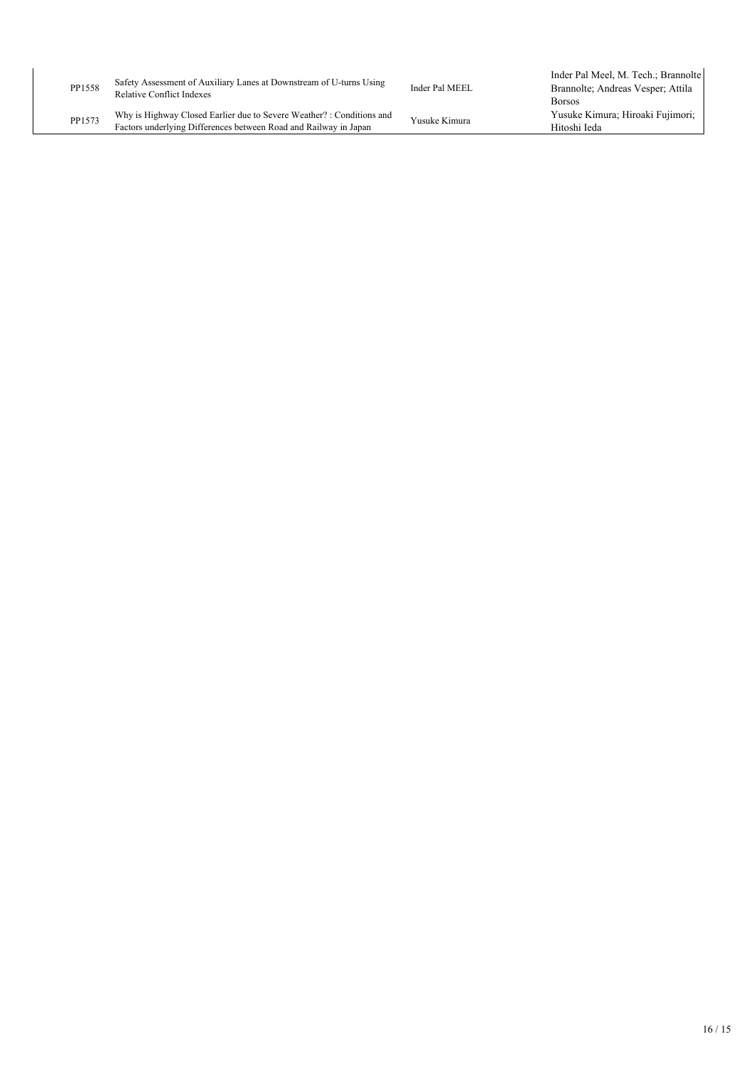| | | | |
|---|---|---|---|
| PP1558 | Safety Assessment of Auxiliary Lanes at Downstream of U-turns Using Relative Conflict Indexes | Inder Pal MEEL | Inder Pal Meel, M. Tech.; Brannolte Brannolte; Andreas Vesper; Attila Borsos |
| PP1573 | Why is Highway Closed Earlier due to Severe Weather? : Conditions and Factors underlying Differences between Road and Railway in Japan | Yusuke Kimura | Yusuke Kimura; Hiroaki Fujimori; Hitoshi Ieda |